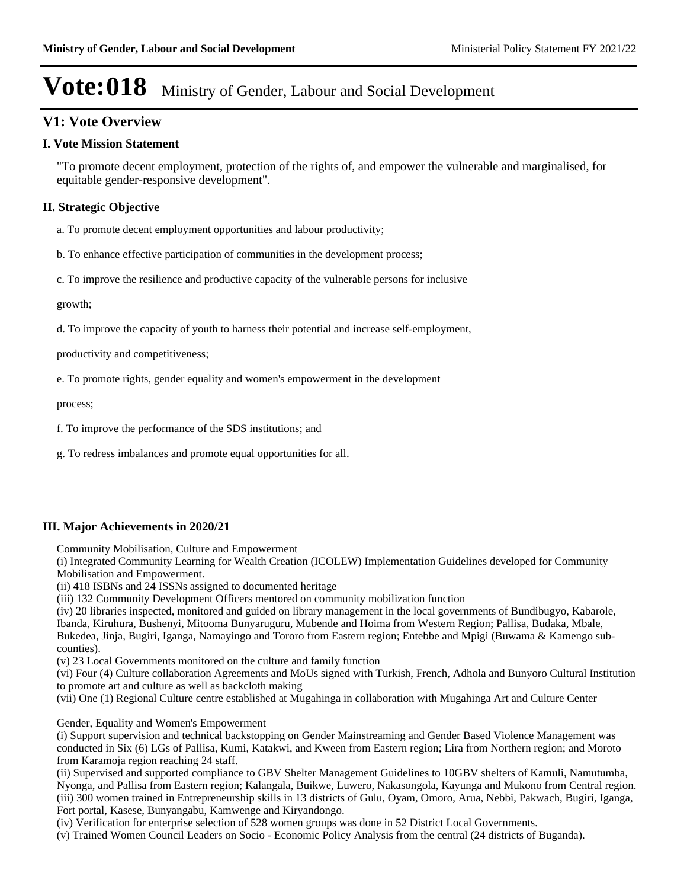# Vote:018 Ministry of Gender, Labour and Social Development

## V1: Vote Overview

### I. Vote Mission Statement

"To promote decent employment, protection of the rights of, and empower the vulnerable and marginalised, for equitable gender-responsive development".

### II. Strategic Objective

a. To promote decent employment opportunities and labour productivity;

b. To enhance effective participation of communities in the development process;

c. To improve the resilience and productive capacity of the vulnerable persons for inclusive

growth;

d. To improve the capacity of youth to harness their potential and increase self-employment,

productivity and competitiveness;

e. To promote rights, gender equality and women's empowerment in the development

process;

f. To improve the performance of the SDS institutions; and

g. To redress imbalances and promote equal opportunities for all.

### III. Major Achievements in 2020/21

Community Mobilisation, Culture and Empowerment
(i) Integrated Community Learning for Wealth Creation (ICOLEW) Implementation Guidelines developed for Community Mobilisation and Empowerment.
(ii) 418 ISBNs and 24 ISSNs assigned to documented heritage
(iii) 132 Community Development Officers mentored on community mobilization function
(iv) 20 libraries inspected, monitored and guided on library management in the local governments of Bundibugyo, Kabarole, Ibanda, Kiruhura, Bushenyi, Mitooma Bunyaruguru, Mubende and Hoima from Western Region; Pallisa, Budaka, Mbale, Bukedea, Jinja, Bugiri, Iganga, Namayingo and Tororo from Eastern region; Entebbe and Mpigi (Buwama & Kamengo sub-counties).
(v) 23 Local Governments monitored on the culture and family function
(vi) Four (4) Culture collaboration Agreements and MoUs signed with Turkish, French, Adhola and Bunyoro Cultural Institution to promote art and culture as well as backcloth making
(vii) One (1) Regional Culture centre established at Mugahinga in collaboration with Mugahinga Art and Culture Center

Gender, Equality and Women's Empowerment
(i) Support supervision and technical backstopping on Gender Mainstreaming and Gender Based Violence Management was conducted in Six (6) LGs of Pallisa, Kumi, Katakwi, and Kween from Eastern region; Lira from Northern region; and Moroto from Karamoja region reaching 24 staff.
(ii) Supervised and supported compliance to GBV Shelter Management Guidelines to 10GBV shelters of Kamuli, Namutumba, Nyonga, and Pallisa from Eastern region; Kalangala, Buikwe, Luwero, Nakasongola, Kayunga and Mukono from Central region.
(iii) 300 women trained in Entrepreneurship skills in 13 districts of Gulu, Oyam, Omoro, Arua, Nebbi, Pakwach, Bugiri, Iganga, Fort portal, Kasese, Bunyangabu, Kamwenge and Kiryandongo.
(iv) Verification for enterprise selection of 528 women groups was done in 52 District Local Governments.
(v) Trained Women Council Leaders on Socio - Economic Policy Analysis from the central (24 districts of Buganda).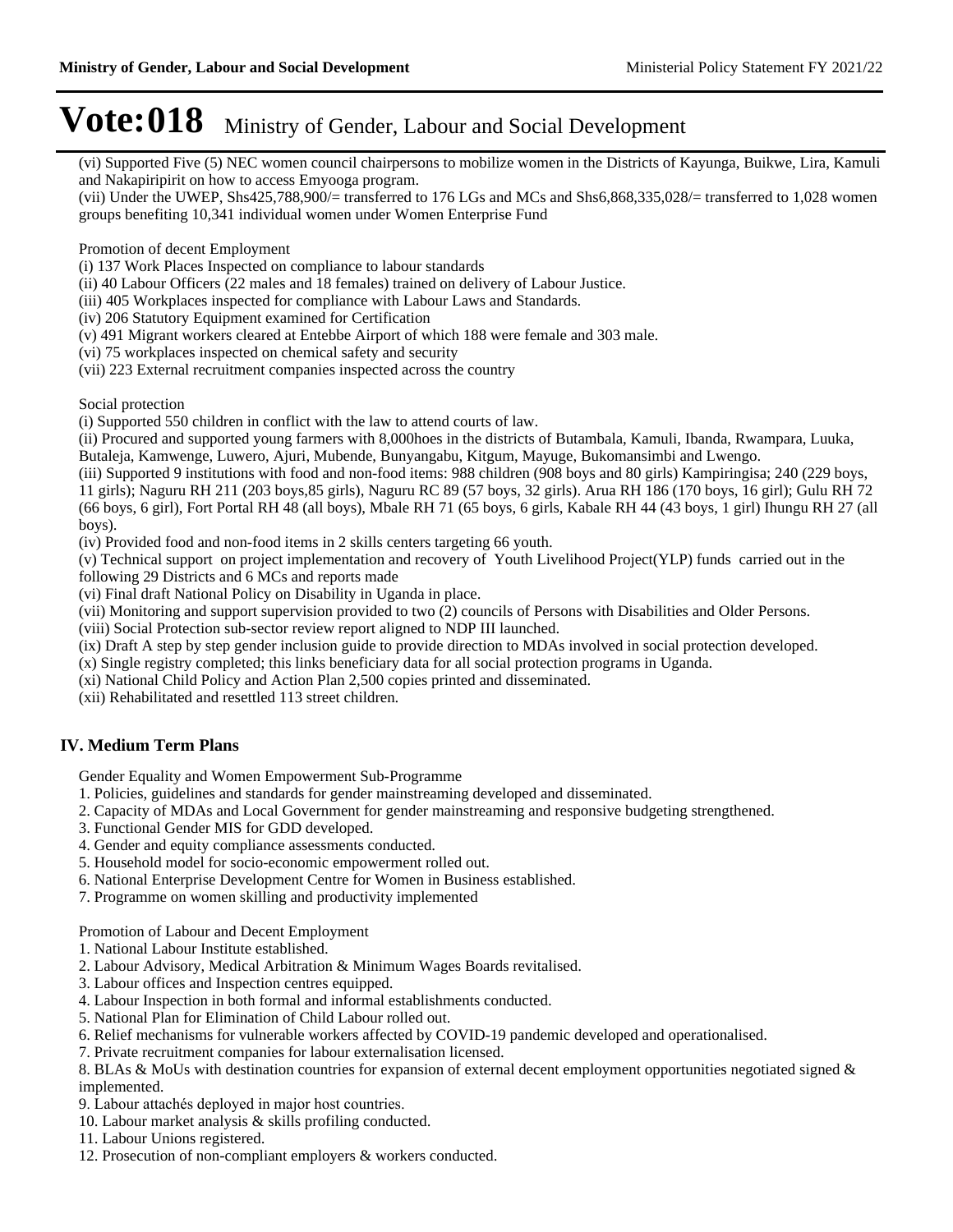# Vote:018 Ministry of Gender, Labour and Social Development

(vi) Supported Five (5) NEC women council chairpersons to mobilize women in the Districts of Kayunga, Buikwe, Lira, Kamuli and Nakapiripirit on how to access Emyooga program.
(vii) Under the UWEP, Shs425,788,900/= transferred to 176 LGs and MCs and Shs6,868,335,028/= transferred to 1,028 women groups benefiting 10,341 individual women under Women Enterprise Fund

Promotion of decent Employment
(i) 137 Work Places Inspected on compliance to labour standards
(ii) 40 Labour Officers (22 males and 18 females) trained on delivery of Labour Justice.
(iii) 405 Workplaces inspected for compliance with Labour Laws and Standards.
(iv) 206 Statutory Equipment examined for Certification
(v) 491 Migrant workers cleared at Entebbe Airport of which 188 were female and 303 male.
(vi) 75 workplaces inspected on chemical safety and security
(vii) 223 External recruitment companies inspected across the country

Social protection
(i) Supported 550 children in conflict with the law to attend courts of law.
(ii) Procured and supported young farmers with 8,000hoes in the districts of Butambala, Kamuli, Ibanda, Rwampara, Luuka, Butaleja, Kamwenge, Luwero, Ajuri, Mubende, Bunyangabu, Kitgum, Mayuge, Bukomansimbi and Lwengo.
(iii) Supported 9 institutions with food and non-food items: 988 children (908 boys and 80 girls) Kampiringisa; 240 (229 boys, 11 girls); Naguru RH 211 (203 boys,85 girls), Naguru RC 89 (57 boys, 32 girls). Arua RH 186 (170 boys, 16 girl); Gulu RH 72 (66 boys, 6 girl), Fort Portal RH 48 (all boys), Mbale RH 71 (65 boys, 6 girls, Kabale RH 44 (43 boys, 1 girl) Ihungu RH 27 (all boys).
(iv) Provided food and non-food items in 2 skills centers targeting 66 youth.
(v) Technical support on project implementation and recovery of Youth Livelihood Project(YLP) funds carried out in the following 29 Districts and 6 MCs and reports made
(vi) Final draft National Policy on Disability in Uganda in place.
(vii) Monitoring and support supervision provided to two (2) councils of Persons with Disabilities and Older Persons.
(viii) Social Protection sub-sector review report aligned to NDP III launched.
(ix) Draft A step by step gender inclusion guide to provide direction to MDAs involved in social protection developed.
(x) Single registry completed; this links beneficiary data for all social protection programs in Uganda.
(xi) National Child Policy and Action Plan 2,500 copies printed and disseminated.
(xii) Rehabilitated and resettled 113 street children.

## IV. Medium Term Plans

Gender Equality and Women Empowerment Sub-Programme
1. Policies, guidelines and standards for gender mainstreaming developed and disseminated.
2. Capacity of MDAs and Local Government for gender mainstreaming and responsive budgeting strengthened.
3. Functional Gender MIS for GDD developed.
4. Gender and equity compliance assessments conducted.
5. Household model for socio-economic empowerment rolled out.
6. National Enterprise Development Centre for Women in Business established.
7. Programme on women skilling and productivity implemented

Promotion of Labour and Decent Employment
1. National Labour Institute established.
2. Labour Advisory, Medical Arbitration & Minimum Wages Boards revitalised.
3. Labour offices and Inspection centres equipped.
4. Labour Inspection in both formal and informal establishments conducted.
5. National Plan for Elimination of Child Labour rolled out.
6. Relief mechanisms for vulnerable workers affected by COVID-19 pandemic developed and operationalised.
7. Private recruitment companies for labour externalisation licensed.
8. BLAs & MoUs with destination countries for expansion of external decent employment opportunities negotiated signed & implemented.
9. Labour attachés deployed in major host countries.
10. Labour market analysis & skills profiling conducted.
11. Labour Unions registered.
12. Prosecution of non-compliant employers & workers conducted.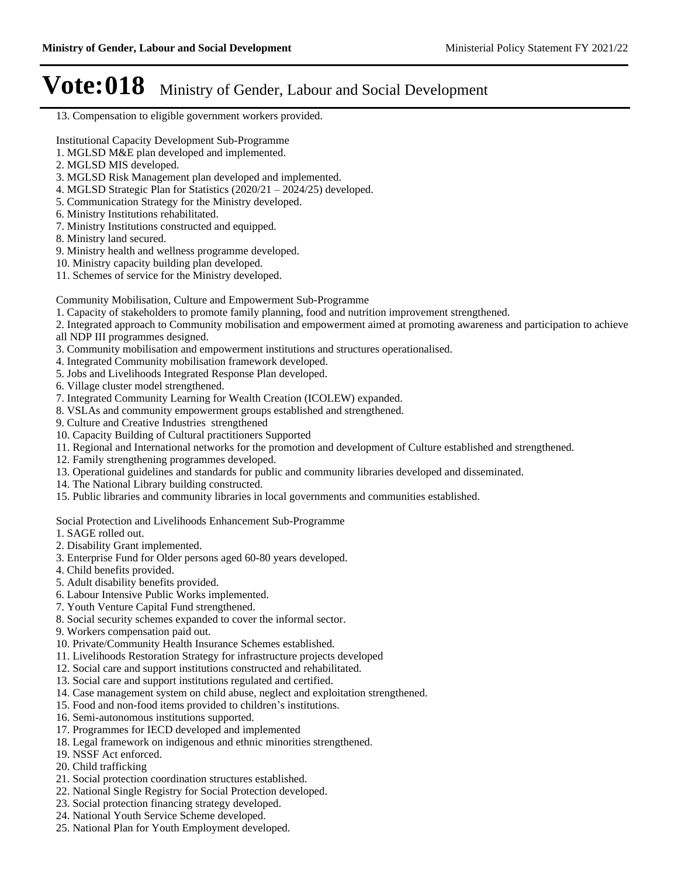13. Compensation to eligible government workers provided.

Institutional Capacity Development Sub-Programme

1. MGLSD M&E plan developed and implemented.
2. MGLSD MIS developed.
3. MGLSD Risk Management plan developed and implemented.
4. MGLSD Strategic Plan for Statistics (2020/21 – 2024/25) developed.
5. Communication Strategy for the Ministry developed.
6. Ministry Institutions rehabilitated.
7. Ministry Institutions constructed and equipped.
8. Ministry land secured.
9. Ministry health and wellness programme developed.
10. Ministry capacity building plan developed.
11. Schemes of service for the Ministry developed.

Community Mobilisation, Culture and Empowerment Sub-Programme

1. Capacity of stakeholders to promote family planning, food and nutrition improvement strengthened.
2. Integrated approach to Community mobilisation and empowerment aimed at promoting awareness and participation to achieve all NDP III programmes designed.
3. Community mobilisation and empowerment institutions and structures operationalised.
4. Integrated Community mobilisation framework developed.
5. Jobs and Livelihoods Integrated Response Plan developed.
6. Village cluster model strengthened.
7. Integrated Community Learning for Wealth Creation (ICOLEW) expanded.
8. VSLAs and community empowerment groups established and strengthened.
9. Culture and Creative Industries strengthened
10. Capacity Building of Cultural practitioners Supported
11. Regional and International networks for the promotion and development of Culture established and strengthened.
12. Family strengthening programmes developed.
13. Operational guidelines and standards for public and community libraries developed and disseminated.
14. The National Library building constructed.
15. Public libraries and community libraries in local governments and communities established.

Social Protection and Livelihoods Enhancement Sub-Programme

1. SAGE rolled out.
2. Disability Grant implemented.
3. Enterprise Fund for Older persons aged 60-80 years developed.
4. Child benefits provided.
5. Adult disability benefits provided.
6. Labour Intensive Public Works implemented.
7. Youth Venture Capital Fund strengthened.
8. Social security schemes expanded to cover the informal sector.
9. Workers compensation paid out.
10. Private/Community Health Insurance Schemes established.
11. Livelihoods Restoration Strategy for infrastructure projects developed
12. Social care and support institutions constructed and rehabilitated.
13. Social care and support institutions regulated and certified.
14. Case management system on child abuse, neglect and exploitation strengthened.
15. Food and non-food items provided to children's institutions.
16. Semi-autonomous institutions supported.
17. Programmes for IECD developed and implemented
18. Legal framework on indigenous and ethnic minorities strengthened.
19. NSSF Act enforced.
20. Child trafficking
21. Social protection coordination structures established.
22. National Single Registry for Social Protection developed.
23. Social protection financing strategy developed.
24. National Youth Service Scheme developed.
25. National Plan for Youth Employment developed.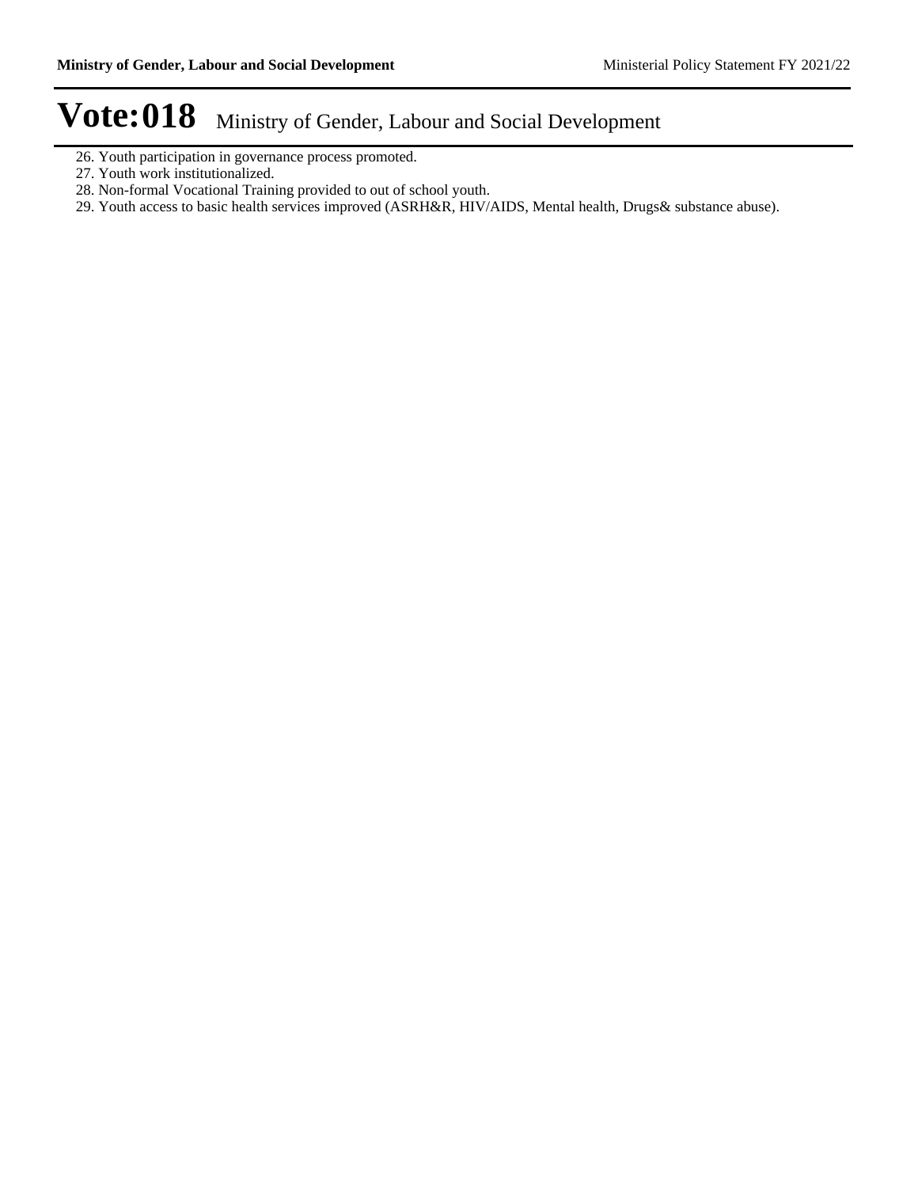26. Youth participation in governance process promoted.
27. Youth work institutionalized.
28. Non-formal Vocational Training provided to out of school youth.
29. Youth access to basic health services improved (ASRH&R, HIV/AIDS, Mental health, Drugs& substance abuse).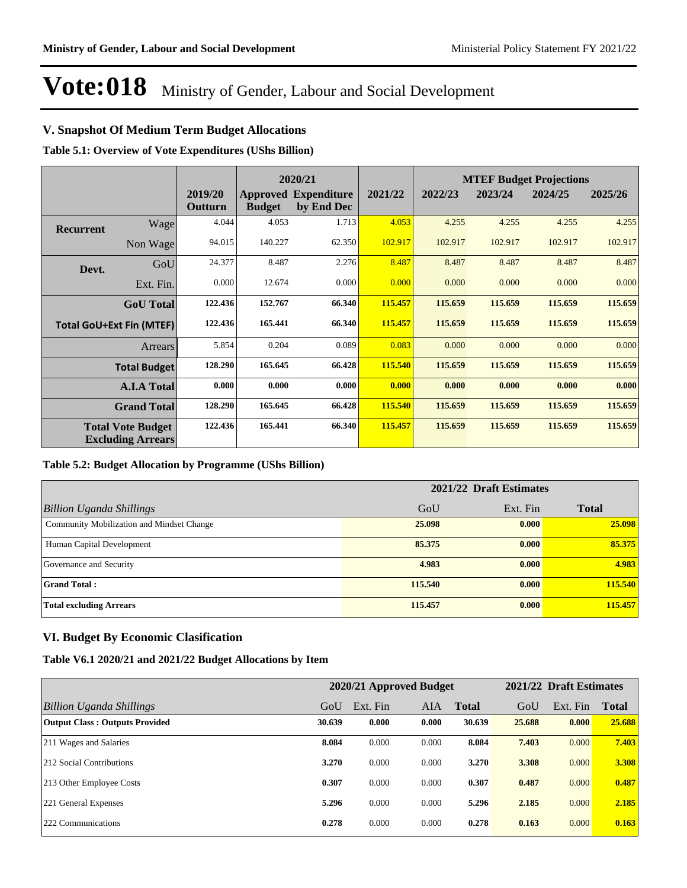# Vote:018 Ministry of Gender, Labour and Social Development

## V. Snapshot Of Medium Term Budget Allocations

**Table 5.1: Overview of Vote Expenditures (UShs Billion)**

| | | | 2020/21 | | | MTEF Budget Projections | | | |
|---|---|---|---|---|---|---|---|---|---|
| | | 2019/20 Outturn | Approved Budget | Expenditure by End Dec | 2021/22 | 2022/23 | 2023/24 | 2024/25 | 2025/26 |
| **Recurrent** | Wage | 4.044 | 4.053 | 1.713 | 4.053 | 4.255 | 4.255 | 4.255 | 4.255 |
| | Non Wage | 94.015 | 140.227 | 62.350 | 102.917 | 102.917 | 102.917 | 102.917 | 102.917 |
| **Devt.** | GoU | 24.377 | 8.487 | 2.276 | 8.487 | 8.487 | 8.487 | 8.487 | 8.487 |
| | Ext. Fin. | 0.000 | 12.674 | 0.000 | 0.000 | 0.000 | 0.000 | 0.000 | 0.000 |
| | **GoU Total** | **122.436** | **152.767** | **66.340** | **115.457** | **115.659** | **115.659** | **115.659** | **115.659** |
| **Total GoU+Ext Fin (MTEF)** | | **122.436** | **165.441** | **66.340** | **115.457** | **115.659** | **115.659** | **115.659** | **115.659** |
| | Arrears | 5.854 | 0.204 | 0.089 | 0.083 | 0.000 | 0.000 | 0.000 | 0.000 |
| | **Total Budget** | **128.290** | **165.645** | **66.428** | **115.540** | **115.659** | **115.659** | **115.659** | **115.659** |
| | **A.I.A Total** | **0.000** | **0.000** | **0.000** | **0.000** | **0.000** | **0.000** | **0.000** | **0.000** |
| | **Grand Total** | **128.290** | **165.645** | **66.428** | **115.540** | **115.659** | **115.659** | **115.659** | **115.659** |
| **Total Vote Budget Excluding Arrears** | | **122.436** | **165.441** | **66.340** | **115.457** | **115.659** | **115.659** | **115.659** | **115.659** |

**Table 5.2: Budget Allocation by Programme (UShs Billion)**

| | 2021/22 Draft Estimates | | |
|---|---|---|---|
| *Billion Uganda Shillings* | GoU | Ext. Fin | **Total** |
| Community Mobilization and Mindset Change | **25.098** | **0.000** | **25.098** |
| Human Capital Development | **85.375** | **0.000** | **85.375** |
| Governance and Security | **4.983** | **0.000** | **4.983** |
| **Grand Total :** | **115.540** | **0.000** | **115.540** |
| **Total excluding Arrears** | **115.457** | **0.000** | **115.457** |

## VI. Budget By Economic Clasification

**Table V6.1 2020/21 and 2021/22 Budget Allocations by Item**

| | 2020/21 Approved Budget | | | | 2021/22 Draft Estimates | | |
|---|---|---|---|---|---|---|---|
| *Billion Uganda Shillings* | GoU | Ext. Fin | AIA | **Total** | GoU | Ext. Fin | **Total** |
| **Output Class : Outputs Provided** | **30.639** | **0.000** | **0.000** | **30.639** | **25.688** | **0.000** | **25.688** |
| 211 Wages and Salaries | **8.084** | 0.000 | 0.000 | **8.084** | **7.403** | 0.000 | **7.403** |
| 212 Social Contributions | **3.270** | 0.000 | 0.000 | **3.270** | **3.308** | 0.000 | **3.308** |
| 213 Other Employee Costs | **0.307** | 0.000 | 0.000 | **0.307** | **0.487** | 0.000 | **0.487** |
| 221 General Expenses | **5.296** | 0.000 | 0.000 | **5.296** | **2.185** | 0.000 | **2.185** |
| 222 Communications | **0.278** | 0.000 | 0.000 | **0.278** | **0.163** | 0.000 | **0.163** |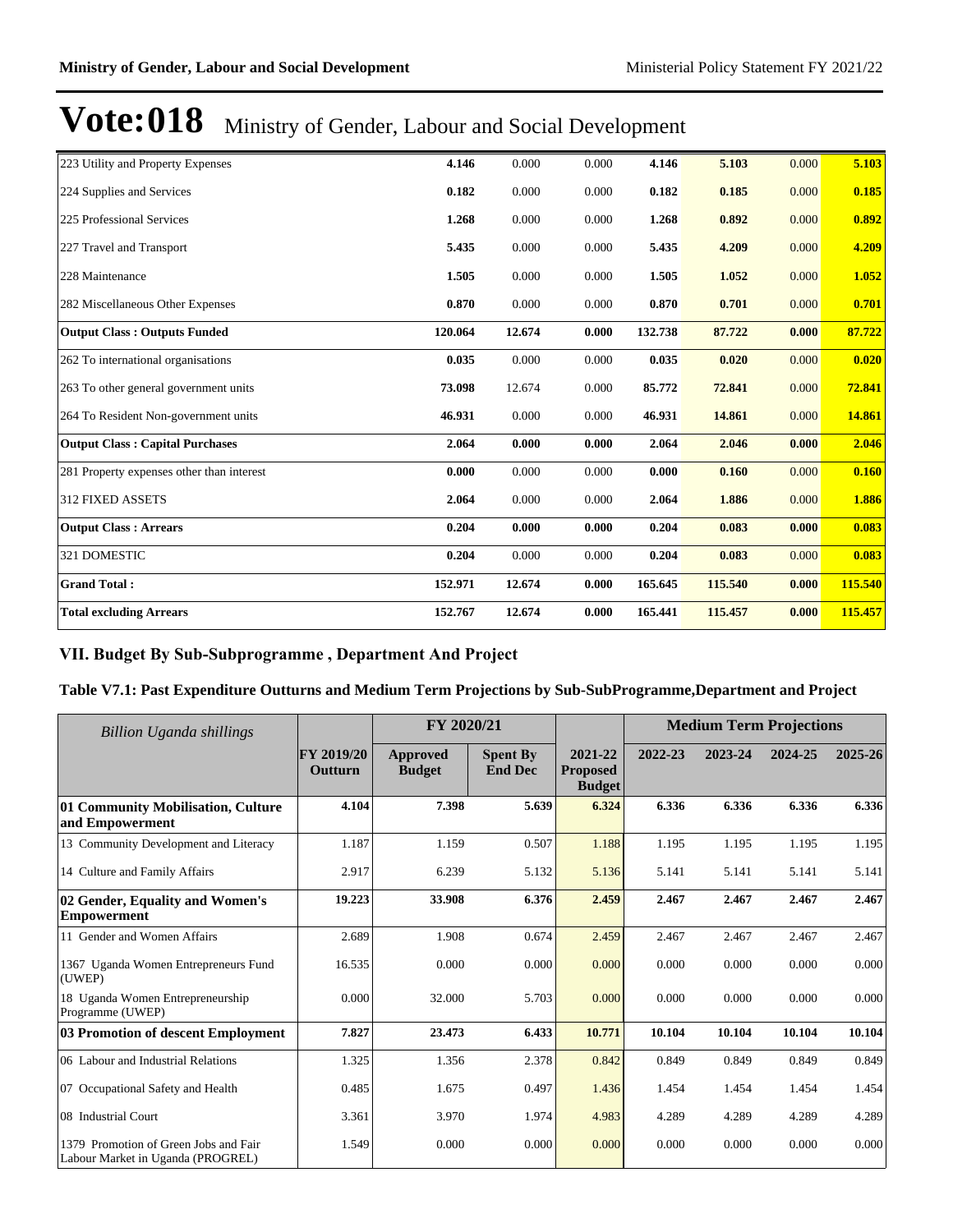# Vote:018 Ministry of Gender, Labour and Social Development

| | | | | | | | |
|---|---|---|---|---|---|---|---|
| 223 Utility and Property Expenses | **4.146** | 0.000 | 0.000 | **4.146** | **5.103** | 0.000 | **5.103** |
| 224 Supplies and Services | **0.182** | 0.000 | 0.000 | **0.182** | **0.185** | 0.000 | **0.185** |
| 225 Professional Services | **1.268** | 0.000 | 0.000 | **1.268** | **0.892** | 0.000 | **0.892** |
| 227 Travel and Transport | **5.435** | 0.000 | 0.000 | **5.435** | **4.209** | 0.000 | **4.209** |
| 228 Maintenance | **1.505** | 0.000 | 0.000 | **1.505** | **1.052** | 0.000 | **1.052** |
| 282 Miscellaneous Other Expenses | **0.870** | 0.000 | 0.000 | **0.870** | **0.701** | 0.000 | **0.701** |
| **Output Class : Outputs Funded** | **120.064** | **12.674** | **0.000** | **132.738** | **87.722** | **0.000** | **87.722** |
| 262 To international organisations | **0.035** | 0.000 | 0.000 | **0.035** | **0.020** | 0.000 | **0.020** |
| 263 To other general government units | **73.098** | 12.674 | 0.000 | **85.772** | **72.841** | 0.000 | **72.841** |
| 264 To Resident Non-government units | **46.931** | 0.000 | 0.000 | **46.931** | **14.861** | 0.000 | **14.861** |
| **Output Class : Capital Purchases** | **2.064** | **0.000** | **0.000** | **2.064** | **2.046** | **0.000** | **2.046** |
| 281 Property expenses other than interest | **0.000** | 0.000 | 0.000 | **0.000** | **0.160** | 0.000 | **0.160** |
| 312 FIXED ASSETS | **2.064** | 0.000 | 0.000 | **2.064** | **1.886** | 0.000 | **1.886** |
| **Output Class : Arrears** | **0.204** | **0.000** | **0.000** | **0.204** | **0.083** | **0.000** | **0.083** |
| 321 DOMESTIC | **0.204** | 0.000 | 0.000 | **0.204** | **0.083** | 0.000 | **0.083** |
| **Grand Total :** | **152.971** | **12.674** | **0.000** | **165.645** | **115.540** | **0.000** | **115.540** |
| **Total excluding Arrears** | **152.767** | **12.674** | **0.000** | **165.441** | **115.457** | **0.000** | **115.457** |

## VII. Budget By Sub-Subprogramme , Department And Project

### Table V7.1: Past Expenditure Outturns and Medium Term Projections by Sub-SubProgramme,Department and Project

| *Billion Uganda shillings* | | FY 2020/21 | | | Medium Term Projections | | | |
|---|---|---|---|---|---|---|---|---|
| | FY 2019/20 Outturn | Approved Budget | Spent By End Dec | 2021-22 Proposed Budget | 2022-23 | 2023-24 | 2024-25 | 2025-26 |
| **01 Community Mobilisation, Culture and Empowerment** | **4.104** | **7.398** | **5.639** | **6.324** | **6.336** | **6.336** | **6.336** | **6.336** |
| 13 Community Development and Literacy | 1.187 | 1.159 | 0.507 | 1.188 | 1.195 | 1.195 | 1.195 | 1.195 |
| 14 Culture and Family Affairs | 2.917 | 6.239 | 5.132 | 5.136 | 5.141 | 5.141 | 5.141 | 5.141 |
| **02 Gender, Equality and Women's Empowerment** | **19.223** | **33.908** | **6.376** | **2.459** | **2.467** | **2.467** | **2.467** | **2.467** |
| 11 Gender and Women Affairs | 2.689 | 1.908 | 0.674 | 2.459 | 2.467 | 2.467 | 2.467 | 2.467 |
| 1367 Uganda Women Entrepreneurs Fund (UWEP) | 16.535 | 0.000 | 0.000 | 0.000 | 0.000 | 0.000 | 0.000 | 0.000 |
| 18 Uganda Women Entrepreneurship Programme (UWEP) | 0.000 | 32.000 | 5.703 | 0.000 | 0.000 | 0.000 | 0.000 | 0.000 |
| **03 Promotion of descent Employment** | **7.827** | **23.473** | **6.433** | **10.771** | **10.104** | **10.104** | **10.104** | **10.104** |
| 06 Labour and Industrial Relations | 1.325 | 1.356 | 2.378 | 0.842 | 0.849 | 0.849 | 0.849 | 0.849 |
| 07 Occupational Safety and Health | 0.485 | 1.675 | 0.497 | 1.436 | 1.454 | 1.454 | 1.454 | 1.454 |
| 08 Industrial Court | 3.361 | 3.970 | 1.974 | 4.983 | 4.289 | 4.289 | 4.289 | 4.289 |
| 1379 Promotion of Green Jobs and Fair Labour Market in Uganda (PROGREL) | 1.549 | 0.000 | 0.000 | 0.000 | 0.000 | 0.000 | 0.000 | 0.000 |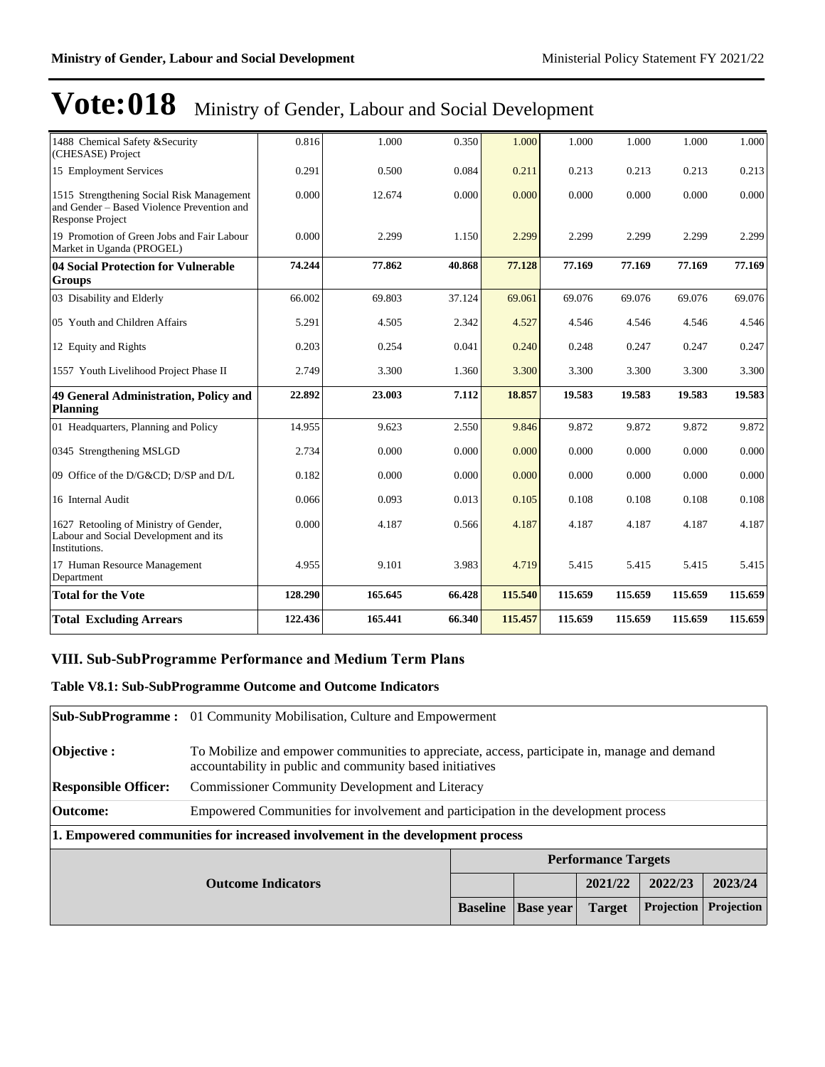# Vote:018 Ministry of Gender, Labour and Social Development

| | | | | | | | | |
|---|---|---|---|---|---|---|---|---|
| 1488 Chemical Safety &Security (CHESASE) Project | 0.816 | 1.000 | 0.350 | 1.000 | 1.000 | 1.000 | 1.000 | 1.000 |
| 15 Employment Services | 0.291 | 0.500 | 0.084 | 0.211 | 0.213 | 0.213 | 0.213 | 0.213 |
| 1515 Strengthening Social Risk Management and Gender – Based Violence Prevention and Response Project | 0.000 | 12.674 | 0.000 | 0.000 | 0.000 | 0.000 | 0.000 | 0.000 |
| 19 Promotion of Green Jobs and Fair Labour Market in Uganda (PROGEL) | 0.000 | 2.299 | 1.150 | 2.299 | 2.299 | 2.299 | 2.299 | 2.299 |
| **04 Social Protection for Vulnerable Groups** | **74.244** | **77.862** | **40.868** | **77.128** | **77.169** | **77.169** | **77.169** | **77.169** |
| 03 Disability and Elderly | 66.002 | 69.803 | 37.124 | 69.061 | 69.076 | 69.076 | 69.076 | 69.076 |
| 05 Youth and Children Affairs | 5.291 | 4.505 | 2.342 | 4.527 | 4.546 | 4.546 | 4.546 | 4.546 |
| 12 Equity and Rights | 0.203 | 0.254 | 0.041 | 0.240 | 0.248 | 0.247 | 0.247 | 0.247 |
| 1557 Youth Livelihood Project Phase II | 2.749 | 3.300 | 1.360 | 3.300 | 3.300 | 3.300 | 3.300 | 3.300 |
| **49 General Administration, Policy and Planning** | **22.892** | **23.003** | **7.112** | **18.857** | **19.583** | **19.583** | **19.583** | **19.583** |
| 01 Headquarters, Planning and Policy | 14.955 | 9.623 | 2.550 | 9.846 | 9.872 | 9.872 | 9.872 | 9.872 |
| 0345 Strengthening MSLGD | 2.734 | 0.000 | 0.000 | 0.000 | 0.000 | 0.000 | 0.000 | 0.000 |
| 09 Office of the D/G&CD; D/SP and D/L | 0.182 | 0.000 | 0.000 | 0.000 | 0.000 | 0.000 | 0.000 | 0.000 |
| 16 Internal Audit | 0.066 | 0.093 | 0.013 | 0.105 | 0.108 | 0.108 | 0.108 | 0.108 |
| 1627 Retooling of Ministry of Gender, Labour and Social Development and its Institutions. | 0.000 | 4.187 | 0.566 | 4.187 | 4.187 | 4.187 | 4.187 | 4.187 |
| 17 Human Resource Management Department | 4.955 | 9.101 | 3.983 | 4.719 | 5.415 | 5.415 | 5.415 | 5.415 |
| **Total for the Vote** | **128.290** | **165.645** | **66.428** | **115.540** | **115.659** | **115.659** | **115.659** | **115.659** |
| **Total Excluding Arrears** | **122.436** | **165.441** | **66.340** | **115.457** | **115.659** | **115.659** | **115.659** | **115.659** |

## VIII. Sub-SubProgramme Performance and Medium Term Plans

### Table V8.1: Sub-SubProgramme Outcome and Outcome Indicators

| | |
|---|---|
| **Sub-SubProgramme :** | 01 Community Mobilisation, Culture and Empowerment |
| **Objective :** | To Mobilize and empower communities to appreciate, access, participate in, manage and demand accountability in public and community based initiatives |
| **Responsible Officer:** | Commissioner Community Development and Literacy |
| **Outcome:** | Empowered Communities for involvement and participation in the development process |

**1. Empowered communities for increased involvement in the development process**

| Outcome Indicators | Performance Targets | | | | |
|---|---|---|---|---|---|
| | | | 2021/22 | 2022/23 | 2023/24 |
| | Baseline | Base year | Target | Projection | Projection |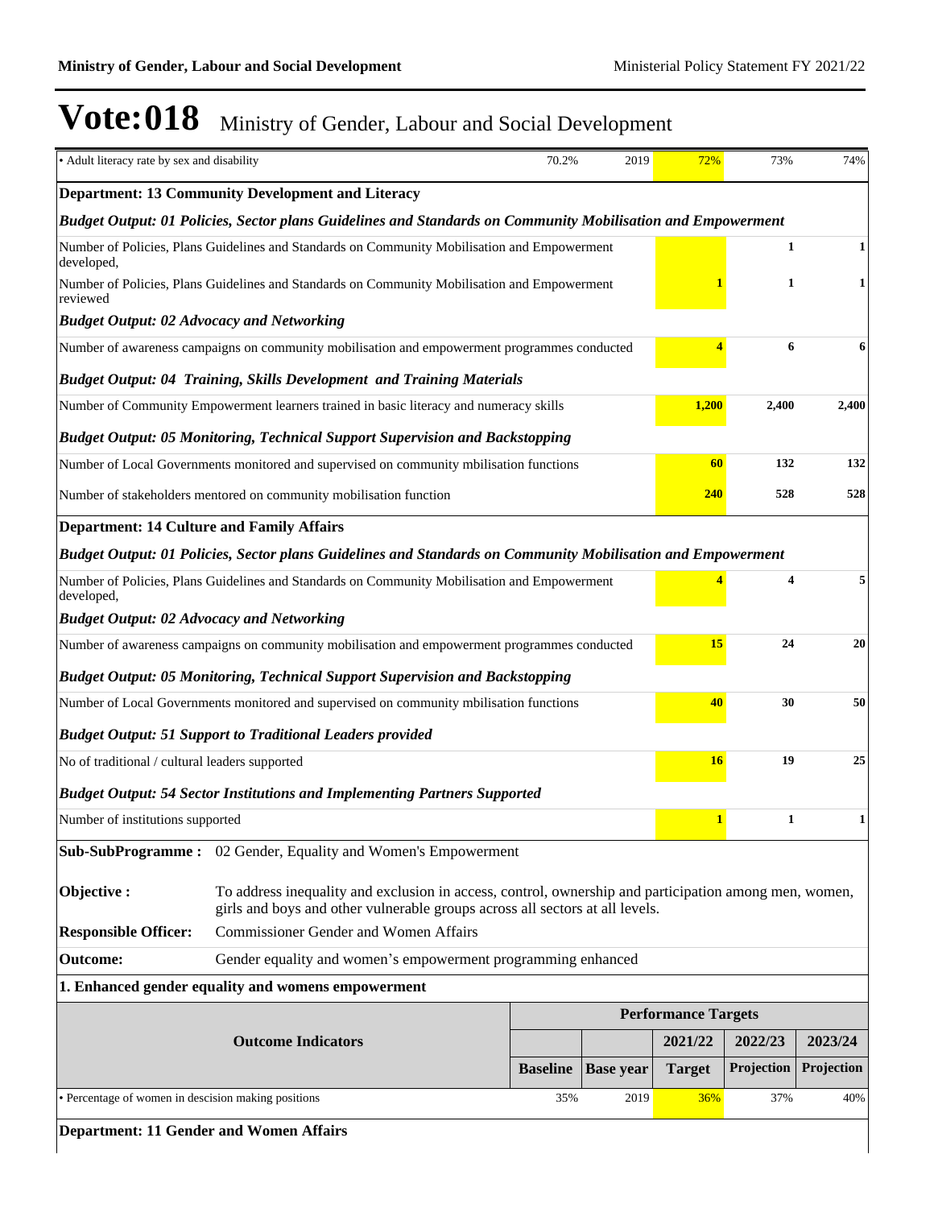# Vote:018 Ministry of Gender, Labour and Social Development

| | Baseline | Base year | 2021/22 Target | 2022/23 Projection | 2023/24 Projection |
|---|---|---|---|---|---|
| • Adult literacy rate by sex and disability | 70.2% | 2019 | 72% | 73% | 74% |
| **Department: 13 Community Development and Literacy** | | | | | |
| ***Budget Output: 01 Policies, Sector plans Guidelines and Standards on Community Mobilisation and Empowerment*** | | | | | |
| Number of Policies, Plans Guidelines and Standards on Community Mobilisation and Empowerment developed, | | | | 1 | 1 |
| Number of Policies, Plans Guidelines and Standards on Community Mobilisation and Empowerment reviewed | | | 1 | 1 | 1 |
| ***Budget Output: 02 Advocacy and Networking*** | | | | | |
| Number of awareness campaigns on community mobilisation and empowerment programmes conducted | | | 4 | 6 | 6 |
| ***Budget Output: 04 Training, Skills Development and Training Materials*** | | | | | |
| Number of Community Empowerment learners trained in basic literacy and numeracy skills | | | 1,200 | 2,400 | 2,400 |
| ***Budget Output: 05 Monitoring, Technical Support Supervision and Backstopping*** | | | | | |
| Number of Local Governments monitored and supervised on community mbilisation functions | | | 60 | 132 | 132 |
| Number of stakeholders mentored on community mobilisation function | | | 240 | 528 | 528 |
| **Department: 14 Culture and Family Affairs** | | | | | |
| ***Budget Output: 01 Policies, Sector plans Guidelines and Standards on Community Mobilisation and Empowerment*** | | | | | |
| Number of Policies, Plans Guidelines and Standards on Community Mobilisation and Empowerment developed, | | | 4 | 4 | 5 |
| ***Budget Output: 02 Advocacy and Networking*** | | | | | |
| Number of awareness campaigns on community mobilisation and empowerment programmes conducted | | | 15 | 24 | 20 |
| ***Budget Output: 05 Monitoring, Technical Support Supervision and Backstopping*** | | | | | |
| Number of Local Governments monitored and supervised on community mbilisation functions | | | 40 | 30 | 50 |
| ***Budget Output: 51 Support to Traditional Leaders provided*** | | | | | |
| No of traditional / cultural leaders supported | | | 16 | 19 | 25 |
| ***Budget Output: 54 Sector Institutions and Implementing Partners Supported*** | | | | | |
| Number of institutions supported | | | 1 | 1 | 1 |

**Sub-SubProgramme :** 02 Gender, Equality and Women's Empowerment

**Objective :** To address inequality and exclusion in access, control, ownership and participation among men, women, girls and boys and other vulnerable groups across all sectors at all levels.

**Responsible Officer:** Commissioner Gender and Women Affairs

**Outcome:** Gender equality and women's empowerment programming enhanced

**1. Enhanced gender equality and womens empowerment**

| Outcome Indicators | Baseline | Base year | 2021/22 Target | 2022/23 Projection | 2023/24 Projection |
|---|---|---|---|---|---|
| • Percentage of women in descision making positions | 35% | 2019 | 36% | 37% | 40% |

**Department: 11 Gender and Women Affairs**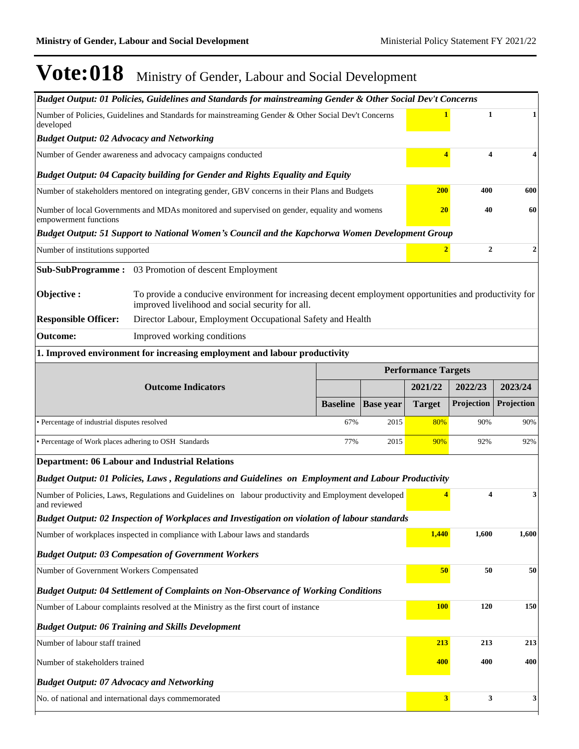# Vote:018 Ministry of Gender, Labour and Social Development

| | | | | |
|---|---|---|---|---|
| ***Budget Output: 01 Policies, Guidelines and Standards for mainstreaming Gender & Other Social Dev't Concerns*** | | | | |
| Number of Policies, Guidelines and Standards for mainstreaming Gender & Other Social Dev't Concerns developed | | **1** | **1** | **1** |
| ***Budget Output: 02 Advocacy and Networking*** | | | | |
| Number of Gender awareness and advocacy campaigns conducted | | **4** | **4** | **4** |
| ***Budget Output: 04 Capacity building for Gender and Rights Equality and Equity*** | | | | |
| Number of stakeholders mentored on integrating gender, GBV concerns in their Plans and Budgets | | **200** | **400** | **600** |
| Number of local Governments and MDAs monitored and supervised on gender, equality and womens empowerment functions | | **20** | **40** | **60** |
| ***Budget Output: 51 Support to National Women's Council and the Kapchorwa Women Development Group*** | | | | |
| Number of institutions supported | | **2** | **2** | **2** |

**Sub-SubProgramme :** 03 Promotion of descent Employment

**Objective :** To provide a conducive environment for increasing decent employment opportunities and productivity for improved livelihood and social security for all.

**Responsible Officer:** Director Labour, Employment Occupational Safety and Health

**Outcome:** Improved working conditions

**1. Improved environment for increasing employment and labour productivity**

| Outcome Indicators | | | Performance Targets | | |
|---|---|---|---|---|---|
| | | | 2021/22 | 2022/23 | 2023/24 |
| | **Baseline** | **Base year** | **Target** | **Projection** | **Projection** |
| • Percentage of industrial disputes resolved | 67% | 2015 | 80% | 90% | 90% |
| • Percentage of Work places adhering to OSH Standards | 77% | 2015 | 90% | 92% | 92% |

**Department: 06 Labour and Industrial Relations**

| | 2021/22 Target | 2022/23 Projection | 2023/24 Projection |
|---|---|---|---|
| ***Budget Output: 01 Policies, Laws , Regulations and Guidelines on Employment and Labour Productivity*** | | | |
| Number of Policies, Laws, Regulations and Guidelines on labour productivity and Employment developed and reviewed | **4** | **4** | **3** |
| ***Budget Output: 02 Inspection of Workplaces and Investigation on violation of labour standards*** | | | |
| Number of workplaces inspected in compliance with Labour laws and standards | **1,440** | **1,600** | **1,600** |
| ***Budget Output: 03 Compesation of Government Workers*** | | | |
| Number of Government Workers Compensated | **50** | **50** | **50** |
| ***Budget Output: 04 Settlement of Complaints on Non-Observance of Working Conditions*** | | | |
| Number of Labour complaints resolved at the Ministry as the first court of instance | **100** | **120** | **150** |
| ***Budget Output: 06 Training and Skills Development*** | | | |
| Number of labour staff trained | **213** | **213** | **213** |
| Number of stakeholders trained | **400** | **400** | **400** |
| ***Budget Output: 07 Advocacy and Networking*** | | | |
| No. of national and international days commemorated | **3** | **3** | **3** |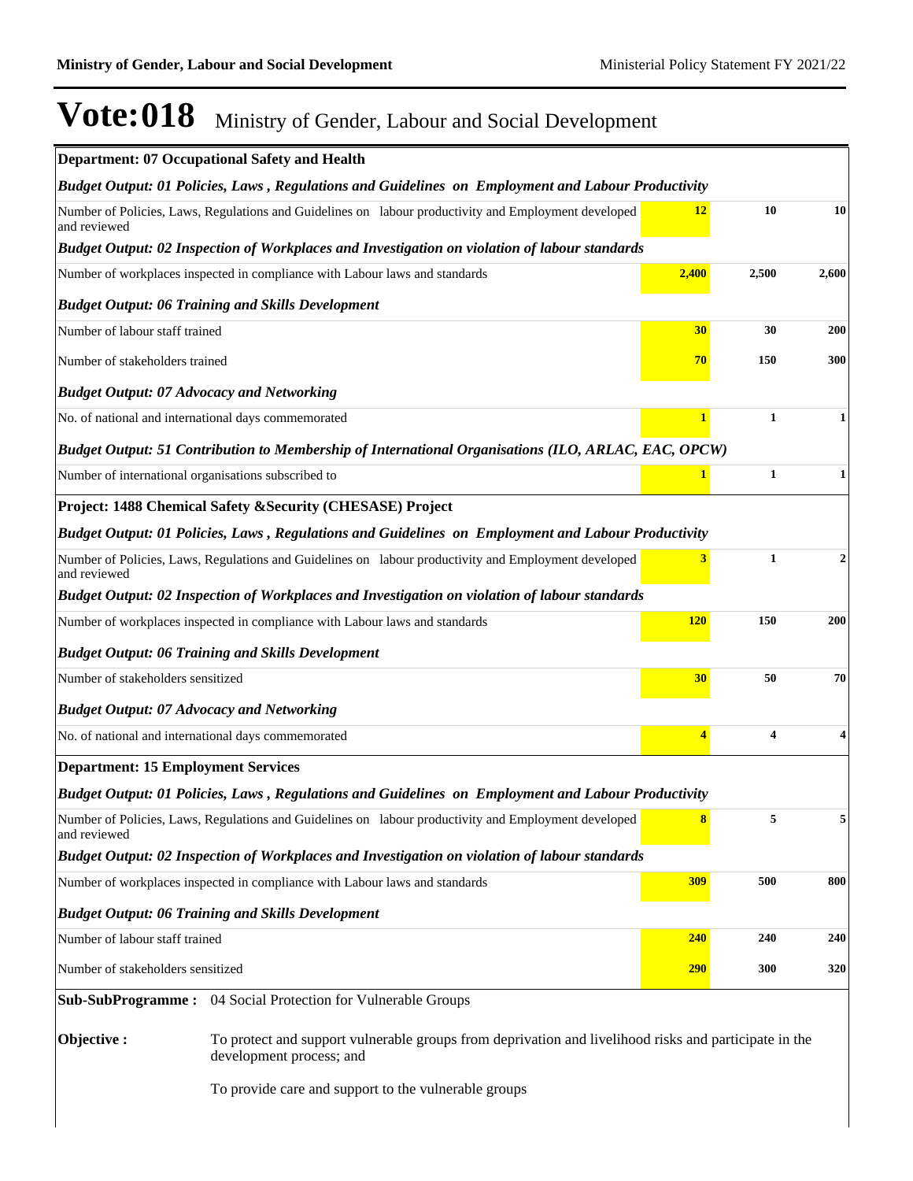# Vote:018 Ministry of Gender, Labour and Social Development

| | | | |
|---|---|---|---|
| **Department: 07 Occupational Safety and Health** | | | |
| ***Budget Output: 01 Policies, Laws , Regulations and Guidelines on Employment and Labour Productivity*** | | | |
| Number of Policies, Laws, Regulations and Guidelines on labour productivity and Employment developed and reviewed | **12** | **10** | **10** |
| ***Budget Output: 02 Inspection of Workplaces and Investigation on violation of labour standards*** | | | |
| Number of workplaces inspected in compliance with Labour laws and standards | **2,400** | **2,500** | **2,600** |
| ***Budget Output: 06 Training and Skills Development*** | | | |
| Number of labour staff trained | **30** | **30** | **200** |
| Number of stakeholders trained | **70** | **150** | **300** |
| ***Budget Output: 07 Advocacy and Networking*** | | | |
| No. of national and international days commemorated | **1** | **1** | **1** |
| ***Budget Output: 51 Contribution to Membership of International Organisations (ILO, ARLAC, EAC, OPCW)*** | | | |
| Number of international organisations subscribed to | **1** | **1** | **1** |
| **Project: 1488 Chemical Safety &Security (CHESASE) Project** | | | |
| ***Budget Output: 01 Policies, Laws , Regulations and Guidelines on Employment and Labour Productivity*** | | | |
| Number of Policies, Laws, Regulations and Guidelines on labour productivity and Employment developed and reviewed | **3** | **1** | **2** |
| ***Budget Output: 02 Inspection of Workplaces and Investigation on violation of labour standards*** | | | |
| Number of workplaces inspected in compliance with Labour laws and standards | **120** | **150** | **200** |
| ***Budget Output: 06 Training and Skills Development*** | | | |
| Number of stakeholders sensitized | **30** | **50** | **70** |
| ***Budget Output: 07 Advocacy and Networking*** | | | |
| No. of national and international days commemorated | **4** | **4** | **4** |
| **Department: 15 Employment Services** | | | |
| ***Budget Output: 01 Policies, Laws , Regulations and Guidelines on Employment and Labour Productivity*** | | | |
| Number of Policies, Laws, Regulations and Guidelines on labour productivity and Employment developed and reviewed | **8** | **5** | **5** |
| ***Budget Output: 02 Inspection of Workplaces and Investigation on violation of labour standards*** | | | |
| Number of workplaces inspected in compliance with Labour laws and standards | **309** | **500** | **800** |
| ***Budget Output: 06 Training and Skills Development*** | | | |
| Number of labour staff trained | **240** | **240** | **240** |
| Number of stakeholders sensitized | **290** | **300** | **320** |

**Sub-SubProgramme :** 04 Social Protection for Vulnerable Groups

**Objective :** To protect and support vulnerable groups from deprivation and livelihood risks and participate in the development process; and

To provide care and support to the vulnerable groups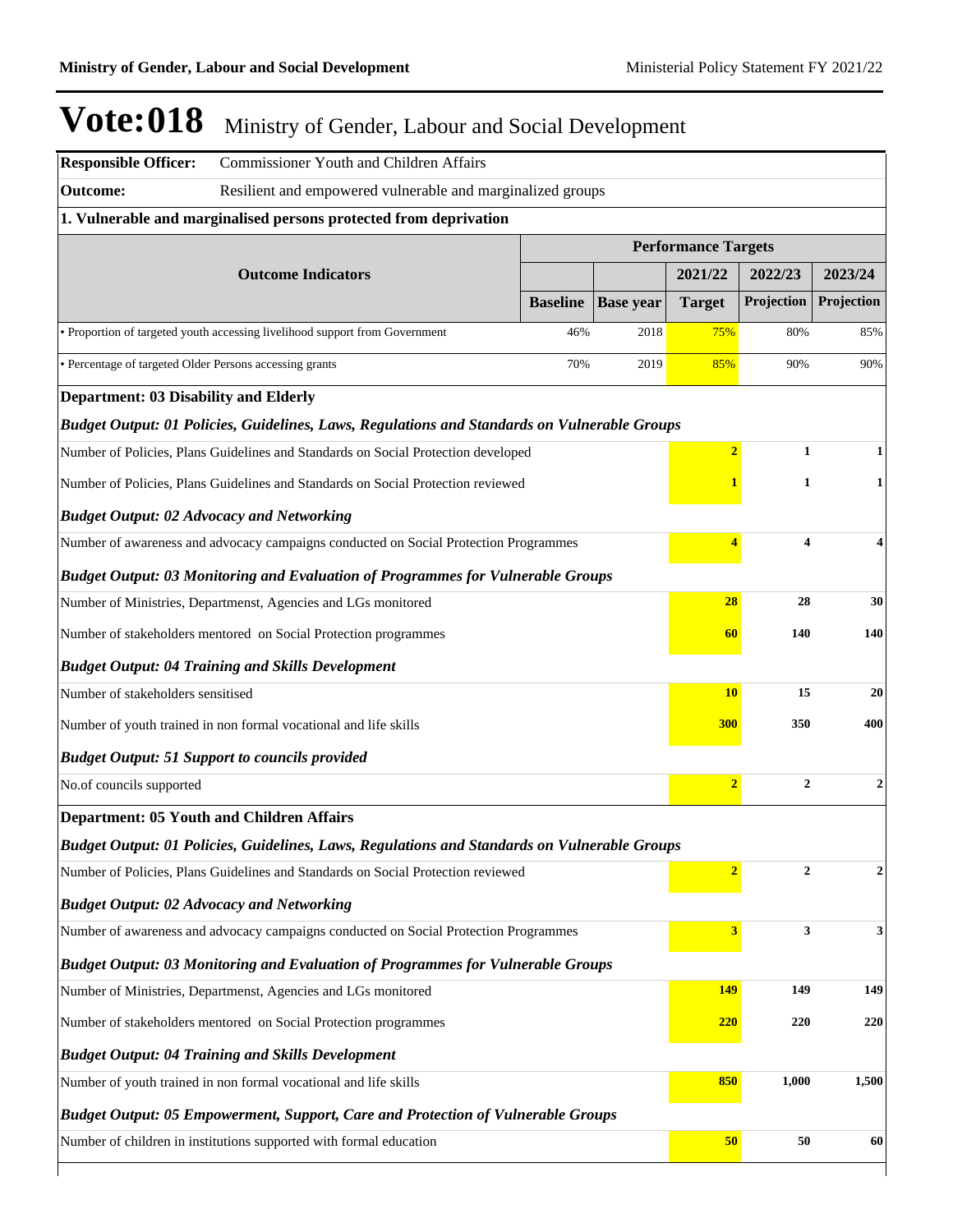# Vote:018 Ministry of Gender, Labour and Social Development

**Responsible Officer:** Commissioner Youth and Children Affairs

**Outcome:** Resilient and empowered vulnerable and marginalized groups

**1. Vulnerable and marginalised persons protected from deprivation**

| Outcome Indicators | Performance Targets | | | | |
|---|---|---|---|---|---|
| | | | 2021/22 | 2022/23 | 2023/24 |
| | Baseline | Base year | Target | Projection | Projection |
| • Proportion of targeted youth accessing livelihood support from Government | 46% | 2018 | 75% | 80% | 85% |
| • Percentage of targeted Older Persons accessing grants | 70% | 2019 | 85% | 90% | 90% |
| **Department: 03 Disability and Elderly** | | | | | |
| ***Budget Output: 01 Policies, Guidelines, Laws, Regulations and Standards on Vulnerable Groups*** | | | | | |
| Number of Policies, Plans Guidelines and Standards on Social Protection developed | | | 2 | 1 | 1 |
| Number of Policies, Plans Guidelines and Standards on Social Protection reviewed | | | 1 | 1 | 1 |
| ***Budget Output: 02 Advocacy and Networking*** | | | | | |
| Number of awareness and advocacy campaigns conducted on Social Protection Programmes | | | 4 | 4 | 4 |
| ***Budget Output: 03 Monitoring and Evaluation of Programmes for Vulnerable Groups*** | | | | | |
| Number of Ministries, Departmenst, Agencies and LGs monitored | | | 28 | 28 | 30 |
| Number of stakeholders mentored on Social Protection programmes | | | 60 | 140 | 140 |
| ***Budget Output: 04 Training and Skills Development*** | | | | | |
| Number of stakeholders sensitised | | | 10 | 15 | 20 |
| Number of youth trained in non formal vocational and life skills | | | 300 | 350 | 400 |
| ***Budget Output: 51 Support to councils provided*** | | | | | |
| No.of councils supported | | | 2 | 2 | 2 |
| **Department: 05 Youth and Children Affairs** | | | | | |
| ***Budget Output: 01 Policies, Guidelines, Laws, Regulations and Standards on Vulnerable Groups*** | | | | | |
| Number of Policies, Plans Guidelines and Standards on Social Protection reviewed | | | 2 | 2 | 2 |
| ***Budget Output: 02 Advocacy and Networking*** | | | | | |
| Number of awareness and advocacy campaigns conducted on Social Protection Programmes | | | 3 | 3 | 3 |
| ***Budget Output: 03 Monitoring and Evaluation of Programmes for Vulnerable Groups*** | | | | | |
| Number of Ministries, Departmenst, Agencies and LGs monitored | | | 149 | 149 | 149 |
| Number of stakeholders mentored on Social Protection programmes | | | 220 | 220 | 220 |
| ***Budget Output: 04 Training and Skills Development*** | | | | | |
| Number of youth trained in non formal vocational and life skills | | | 850 | 1,000 | 1,500 |
| ***Budget Output: 05 Empowerment, Support, Care and Protection of Vulnerable Groups*** | | | | | |
| Number of children in institutions supported with formal education | | | 50 | 50 | 60 |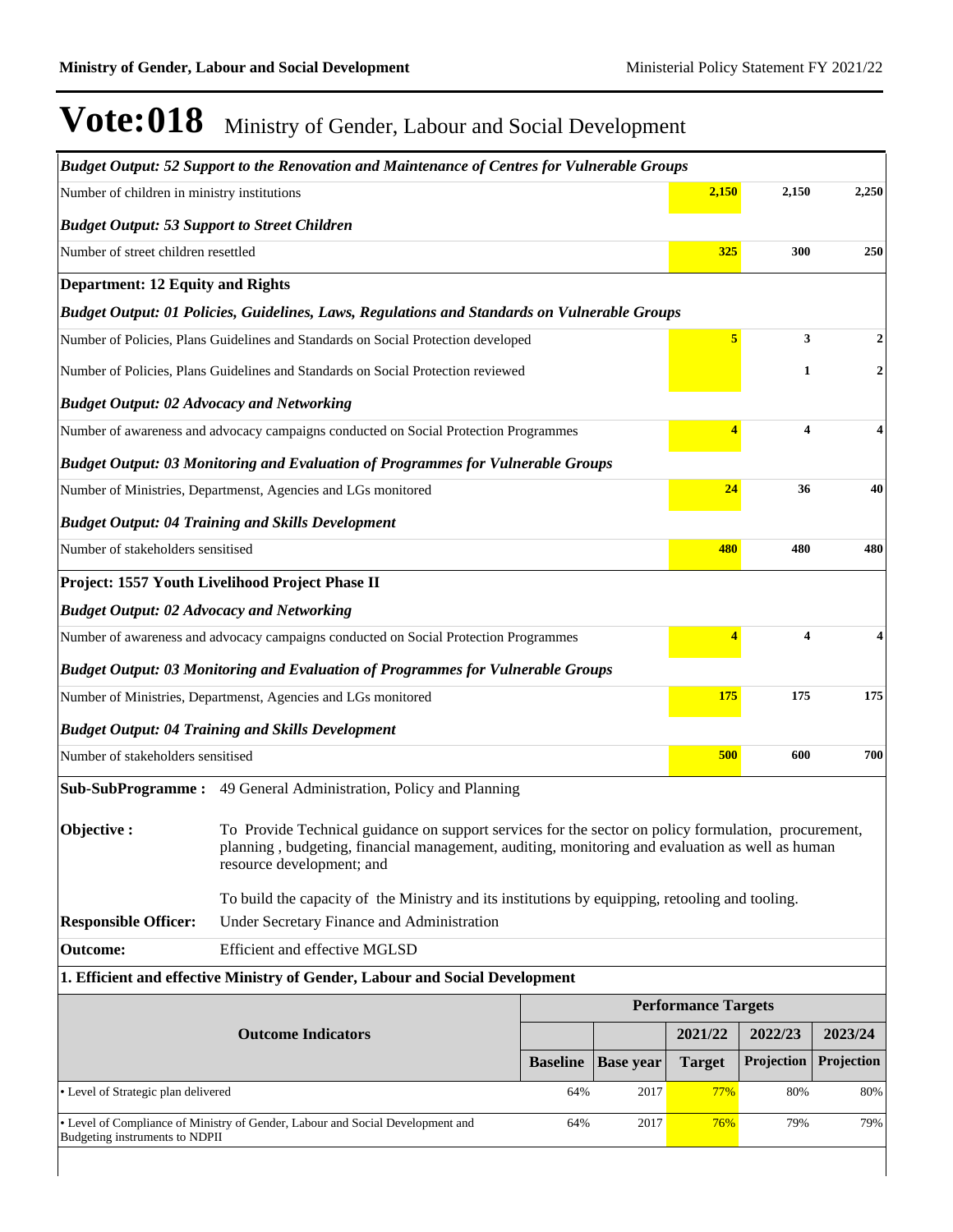# Vote:018 Ministry of Gender, Labour and Social Development

| | 2021/22 | 2022/23 | 2023/24 |
|---|---|---|---|
| ***Budget Output: 52 Support to the Renovation and Maintenance of Centres for Vulnerable Groups*** | | | |
| Number of children in ministry institutions | 2,150 | 2,150 | 2,250 |
| ***Budget Output: 53 Support to Street Children*** | | | |
| Number of street children resettled | 325 | 300 | 250 |
| **Department: 12 Equity and Rights** | | | |
| ***Budget Output: 01 Policies, Guidelines, Laws, Regulations and Standards on Vulnerable Groups*** | | | |
| Number of Policies, Plans Guidelines and Standards on Social Protection developed | 5 | 3 | 2 |
| Number of Policies, Plans Guidelines and Standards on Social Protection reviewed | | 1 | 2 |
| ***Budget Output: 02 Advocacy and Networking*** | | | |
| Number of awareness and advocacy campaigns conducted on Social Protection Programmes | 4 | 4 | 4 |
| ***Budget Output: 03 Monitoring and Evaluation of Programmes for Vulnerable Groups*** | | | |
| Number of Ministries, Departmenst, Agencies and LGs monitored | 24 | 36 | 40 |
| ***Budget Output: 04 Training and Skills Development*** | | | |
| Number of stakeholders sensitised | 480 | 480 | 480 |
| **Project: 1557 Youth Livelihood Project Phase II** | | | |
| ***Budget Output: 02 Advocacy and Networking*** | | | |
| Number of awareness and advocacy campaigns conducted on Social Protection Programmes | 4 | 4 | 4 |
| ***Budget Output: 03 Monitoring and Evaluation of Programmes for Vulnerable Groups*** | | | |
| Number of Ministries, Departmenst, Agencies and LGs monitored | 175 | 175 | 175 |
| ***Budget Output: 04 Training and Skills Development*** | | | |
| Number of stakeholders sensitised | 500 | 600 | 700 |

**Sub-SubProgramme :** 49 General Administration, Policy and Planning

**Objective :** To Provide Technical guidance on support services for the sector on policy formulation, procurement, planning , budgeting, financial management, auditing, monitoring and evaluation as well as human resource development; and

To build the capacity of the Ministry and its institutions by equipping, retooling and tooling.

**Responsible Officer:** Under Secretary Finance and Administration

**Outcome:** Efficient and effective MGLSD

**1. Efficient and effective Ministry of Gender, Labour and Social Development**

| Outcome Indicators | Performance Targets | | | | |
|---|---|---|---|---|---|
| | | | 2021/22 | 2022/23 | 2023/24 |
| | Baseline | Base year | Target | Projection | Projection |
| • Level of Strategic plan delivered | 64% | 2017 | 77% | 80% | 80% |
| • Level of Compliance of Ministry of Gender, Labour and Social Development and Budgeting instruments to NDPII | 64% | 2017 | 76% | 79% | 79% |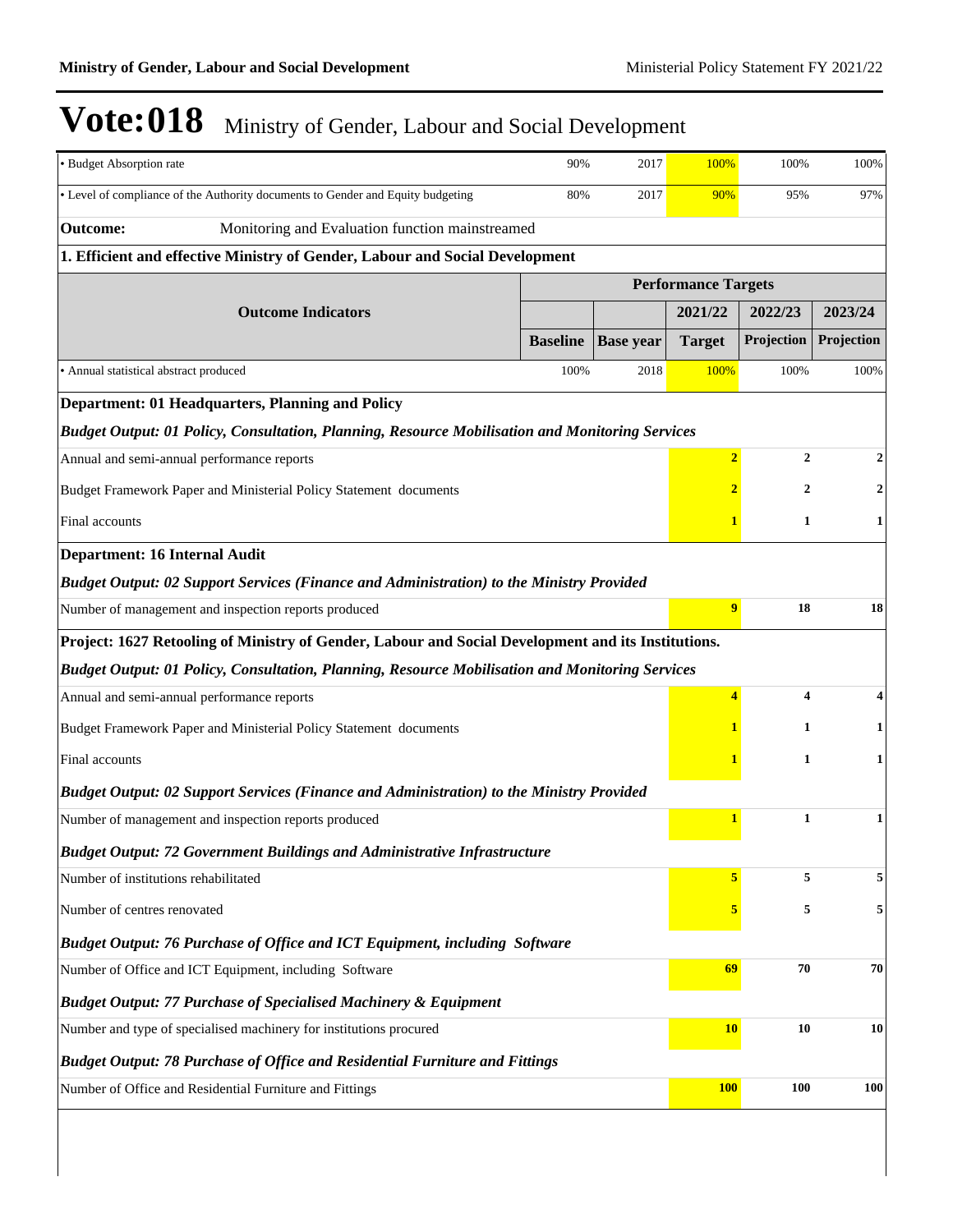# Vote:018 Ministry of Gender, Labour and Social Development

| | | | | | |
|---|---|---|---|---|---|
| • Budget Absorption rate | 90% | 2017 | 100% | 100% | 100% |
| • Level of compliance of the Authority documents to Gender and Equity budgeting | 80% | 2017 | 90% | 95% | 97% |

**Outcome:** Monitoring and Evaluation function mainstreamed

**1. Efficient and effective Ministry of Gender, Labour and Social Development**

| Outcome Indicators | Performance Targets | | | | |
|---|---|---|---|---|---|
| | | | 2021/22 | 2022/23 | 2023/24 |
| | Baseline | Base year | Target | Projection | Projection |
| • Annual statistical abstract produced | 100% | 2018 | 100% | 100% | 100% |

**Department: 01 Headquarters, Planning and Policy**

***Budget Output: 01 Policy, Consultation, Planning, Resource Mobilisation and Monitoring Services***

| | 2021/22 Target | 2022/23 Projection | 2023/24 Projection |
|---|---|---|---|
| Annual and semi-annual performance reports | **2** | **2** | **2** |
| Budget Framework Paper and Ministerial Policy Statement documents | **2** | **2** | **2** |
| Final accounts | **1** | **1** | **1** |

**Department: 16 Internal Audit**

***Budget Output: 02 Support Services (Finance and Administration) to the Ministry Provided***

| | 2021/22 Target | 2022/23 Projection | 2023/24 Projection |
|---|---|---|---|
| Number of management and inspection reports produced | **9** | **18** | **18** |

**Project: 1627 Retooling of Ministry of Gender, Labour and Social Development and its Institutions.**

***Budget Output: 01 Policy, Consultation, Planning, Resource Mobilisation and Monitoring Services***

| | 2021/22 Target | 2022/23 Projection | 2023/24 Projection |
|---|---|---|---|
| Annual and semi-annual performance reports | **4** | **4** | **4** |
| Budget Framework Paper and Ministerial Policy Statement documents | **1** | **1** | **1** |
| Final accounts | **1** | **1** | **1** |

***Budget Output: 02 Support Services (Finance and Administration) to the Ministry Provided***

| | 2021/22 Target | 2022/23 Projection | 2023/24 Projection |
|---|---|---|---|
| Number of management and inspection reports produced | **1** | **1** | **1** |

***Budget Output: 72 Government Buildings and Administrative Infrastructure***

| | 2021/22 Target | 2022/23 Projection | 2023/24 Projection |
|---|---|---|---|
| Number of institutions rehabilitated | **5** | **5** | **5** |
| Number of centres renovated | **5** | **5** | **5** |

***Budget Output: 76 Purchase of Office and ICT Equipment, including Software***

| | 2021/22 Target | 2022/23 Projection | 2023/24 Projection |
|---|---|---|---|
| Number of Office and ICT Equipment, including Software | **69** | **70** | **70** |

***Budget Output: 77 Purchase of Specialised Machinery & Equipment***

| | 2021/22 Target | 2022/23 Projection | 2023/24 Projection |
|---|---|---|---|
| Number and type of specialised machinery for institutions procured | **10** | **10** | **10** |

***Budget Output: 78 Purchase of Office and Residential Furniture and Fittings***

| | 2021/22 Target | 2022/23 Projection | 2023/24 Projection |
|---|---|---|---|
| Number of Office and Residential Furniture and Fittings | **100** | **100** | **100** |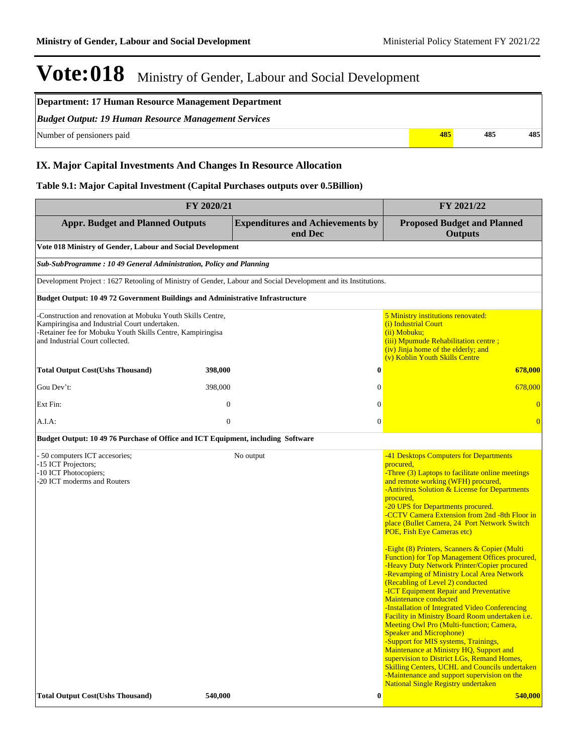# Vote:018 Ministry of Gender, Labour and Social Development

| Department: 17 Human Resource Management Department | | | |
|---|---|---|---|
| *Budget Output: 19 Human Resource Management Services* | | | |
| Number of pensioners paid | 485 | 485 | 485 |

## IX. Major Capital Investments And Changes In Resource Allocation

### Table 9.1: Major Capital Investment (Capital Purchases outputs over 0.5Billion)

| FY 2020/21 | | | FY 2021/22 |
|---|---|---|---|
| **Appr. Budget and Planned Outputs** | | **Expenditures and Achievements by end Dec** | **Proposed Budget and Planned Outputs** |
| **Vote 018 Ministry of Gender, Labour and Social Development** | | | |
| ***Sub-SubProgramme : 10 49 General Administration, Policy and Planning*** | | | |
| Development Project : 1627 Retooling of Ministry of Gender, Labour and Social Development and its Institutions. | | | |
| **Budget Output: 10 49 72 Government Buildings and Administrative Infrastructure** | | | |
| -Construction and renovation at Mobuku Youth Skills Centre, Kampiringisa and Industrial Court undertaken.<br>-Retainer fee for Mobuku Youth Skills Centre, Kampiringisa and Industrial Court collected. | | | 5 Ministry institutions renovated:<br>(i) Industrial Court<br>(ii) Mobuku;<br>(iii) Mpumude Rehabilitation centre ;<br>(iv) Jinja home of the elderly; and<br>(v) Koblin Youth Skills Centre |
| **Total Output Cost(Ushs Thousand)** | **398,000** | **0** | **678,000** |
| Gou Dev't: | 398,000 | 0 | 678,000 |
| Ext Fin: | 0 | 0 | 0 |
| A.I.A: | 0 | 0 | 0 |
| **Budget Output: 10 49 76 Purchase of Office and ICT Equipment, including Software** | | | |
| - 50 computers ICT accesories;<br>-15 ICT Projectors;<br>-10 ICT Photocopiers;<br>-20 ICT moderms and Routers | | No output | -41 Desktops Computers for Departments procured,<br>-Three (3) Laptops to facilitate online meetings and remote working (WFH) procured,<br>-Antivirus Solution & License for Departments procured,<br>-20 UPS for Departments procured.<br>-CCTV Camera Extension from 2nd -8th Floor in place (Bullet Camera, 24 Port Network Switch POE, Fish Eye Cameras etc)<br><br>-Eight (8) Printers, Scanners & Copier (Multi Function) for Top Management Offices procured,<br>-Heavy Duty Network Printer/Copier procured<br>-Revamping of Ministry Local Area Network (Recabling of Level 2) conducted<br>-ICT Equipment Repair and Preventative Maintenance conducted<br>-Installation of Integrated Video Conferencing Facility in Ministry Board Room undertaken i.e. Meeting Owl Pro (Multi-function; Camera, Speaker and Microphone)<br>-Support for MIS systems, Trainings, Maintenance at Ministry HQ, Support and supervision to District LGs, Remand Homes, Skilling Centers, UCHL and Councils undertaken<br>-Maintenance and support supervision on the National Single Registry undertaken |
| **Total Output Cost(Ushs Thousand)** | **540,000** | **0** | **540,000** |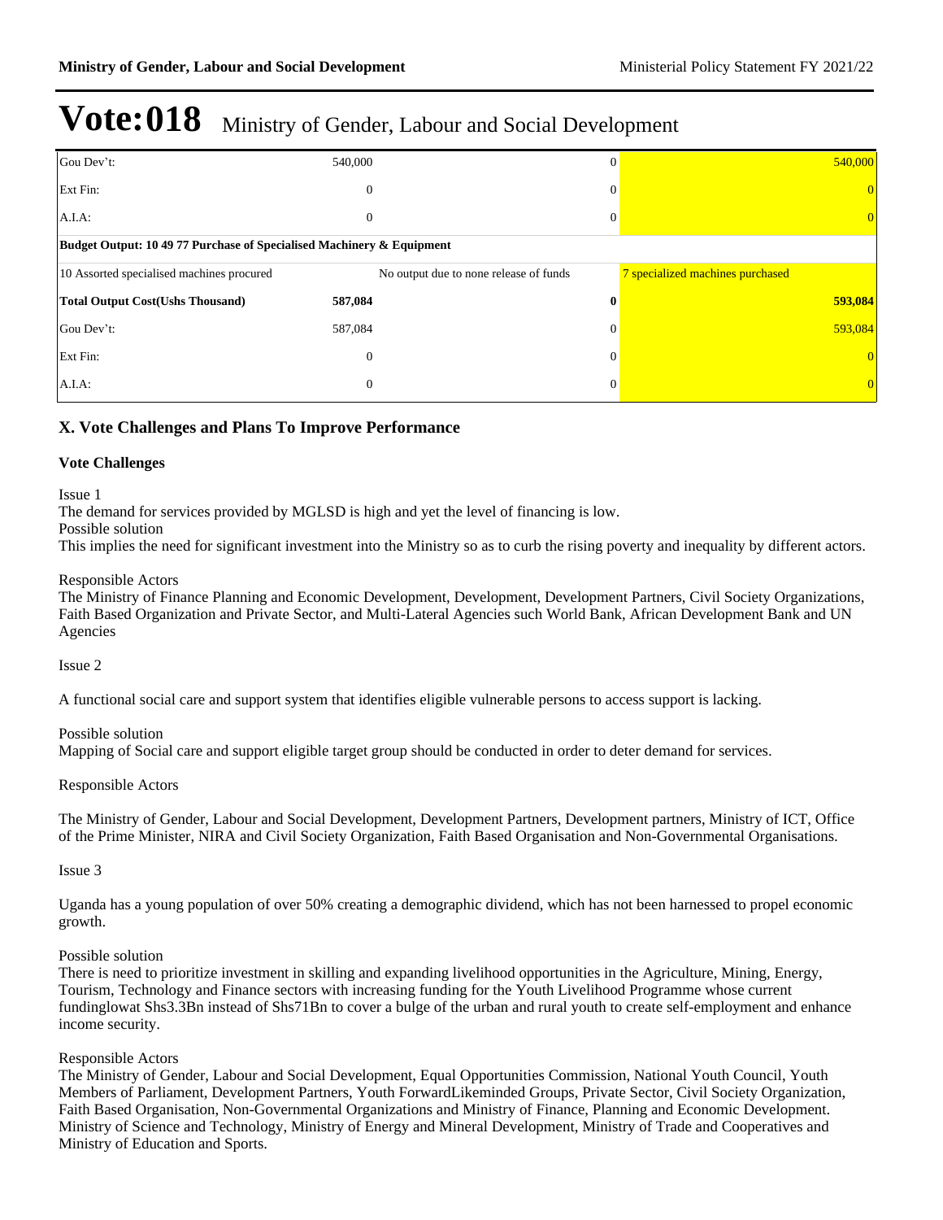# Vote:018 Ministry of Gender, Labour and Social Development

| | | | |
|---|---|---|---|
| Gou Dev't: | 540,000 | 0 | 540,000 |
| Ext Fin: | 0 | 0 | 0 |
| A.I.A: | 0 | 0 | 0 |
| **Budget Output: 10 49 77 Purchase of Specialised Machinery & Equipment** | | | |
| 10 Assorted specialised machines procured | | No output due to none release of funds | 7 specialized machines purchased |
| **Total Output Cost(Ushs Thousand)** | **587,084** | **0** | **593,084** |
| Gou Dev't: | 587,084 | 0 | 593,084 |
| Ext Fin: | 0 | 0 | 0 |
| A.I.A: | 0 | 0 | 0 |

## X. Vote Challenges and Plans To Improve Performance

### Vote Challenges

Issue 1
The demand for services provided by MGLSD is high and yet the level of financing is low.
Possible solution
This implies the need for significant investment into the Ministry so as to curb the rising poverty and inequality by different actors.

Responsible Actors
The Ministry of Finance Planning and Economic Development, Development, Development Partners, Civil Society Organizations, Faith Based Organization and Private Sector, and Multi-Lateral Agencies such World Bank, African Development Bank and UN Agencies

Issue 2

A functional social care and support system that identifies eligible vulnerable persons to access support is lacking.

Possible solution
Mapping of Social care and support eligible target group should be conducted in order to deter demand for services.

Responsible Actors

The Ministry of Gender, Labour and Social Development, Development Partners, Development partners, Ministry of ICT, Office of the Prime Minister, NIRA and Civil Society Organization, Faith Based Organisation and Non-Governmental Organisations.

Issue 3

Uganda has a young population of over 50% creating a demographic dividend, which has not been harnessed to propel economic growth.

Possible solution
There is need to prioritize investment in skilling and expanding livelihood opportunities in the Agriculture, Mining, Energy, Tourism, Technology and Finance sectors with increasing funding for the Youth Livelihood Programme whose current fundinglowat Shs3.3Bn instead of Shs71Bn to cover a bulge of the urban and rural youth to create self-employment and enhance income security.

Responsible Actors
The Ministry of Gender, Labour and Social Development, Equal Opportunities Commission, National Youth Council, Youth Members of Parliament, Development Partners, Youth ForwardLikeminded Groups, Private Sector, Civil Society Organization, Faith Based Organisation, Non-Governmental Organizations and Ministry of Finance, Planning and Economic Development. Ministry of Science and Technology, Ministry of Energy and Mineral Development, Ministry of Trade and Cooperatives and Ministry of Education and Sports.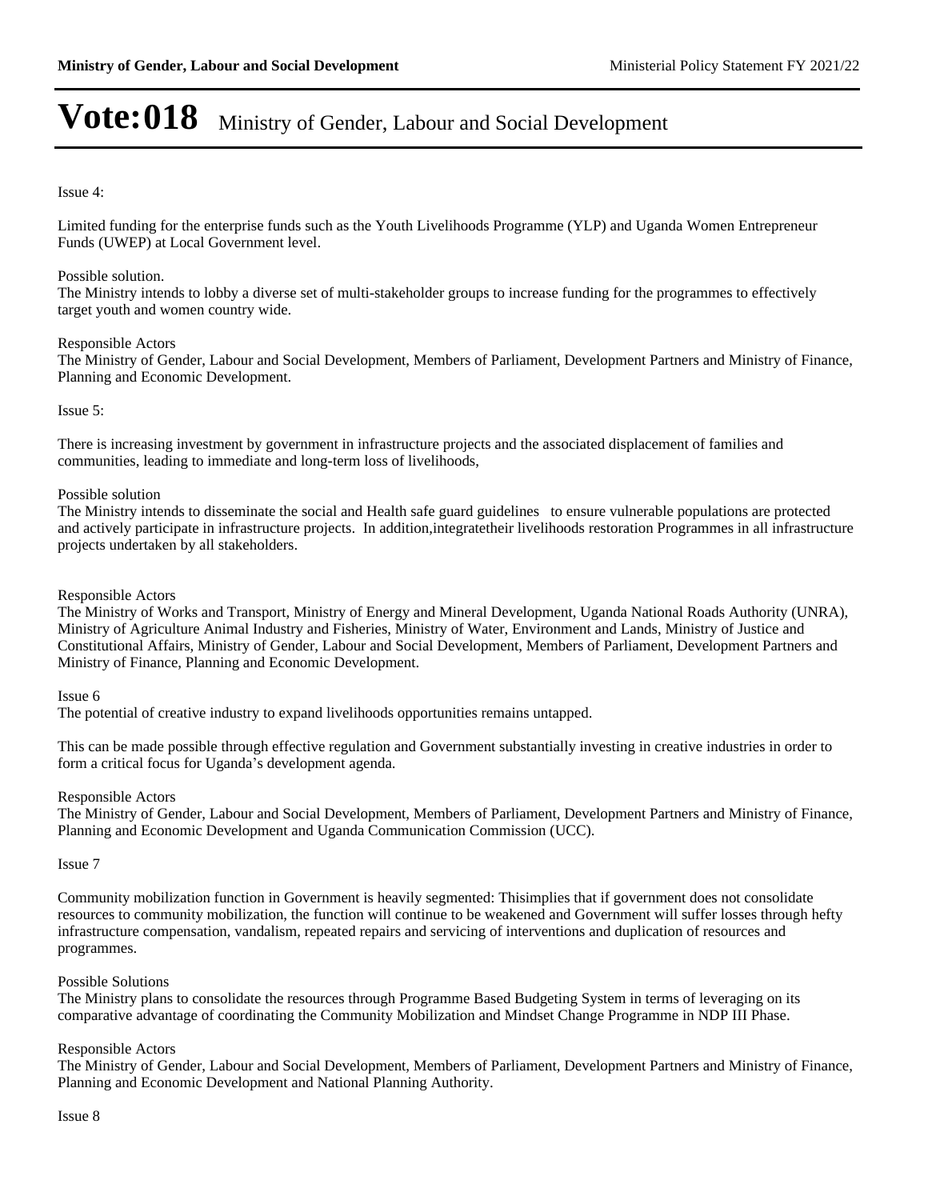Issue 4:

Limited funding for the enterprise funds such as the Youth Livelihoods Programme (YLP) and Uganda Women Entrepreneur Funds (UWEP) at Local Government level.

Possible solution.
The Ministry intends to lobby a diverse set of multi-stakeholder groups to increase funding for the programmes to effectively target youth and women country wide.

Responsible Actors
The Ministry of Gender, Labour and Social Development, Members of Parliament, Development Partners and Ministry of Finance, Planning and Economic Development.

Issue 5:

There is increasing investment by government in infrastructure projects and the associated displacement of families and communities, leading to immediate and long-term loss of livelihoods,

Possible solution
The Ministry intends to disseminate the social and Health safe guard guidelines to ensure vulnerable populations are protected and actively participate in infrastructure projects. In addition,integratetheir livelihoods restoration Programmes in all infrastructure projects undertaken by all stakeholders.

Responsible Actors
The Ministry of Works and Transport, Ministry of Energy and Mineral Development, Uganda National Roads Authority (UNRA), Ministry of Agriculture Animal Industry and Fisheries, Ministry of Water, Environment and Lands, Ministry of Justice and Constitutional Affairs, Ministry of Gender, Labour and Social Development, Members of Parliament, Development Partners and Ministry of Finance, Planning and Economic Development.

Issue 6
The potential of creative industry to expand livelihoods opportunities remains untapped.

This can be made possible through effective regulation and Government substantially investing in creative industries in order to form a critical focus for Uganda's development agenda.

Responsible Actors
The Ministry of Gender, Labour and Social Development, Members of Parliament, Development Partners and Ministry of Finance, Planning and Economic Development and Uganda Communication Commission (UCC).

Issue 7

Community mobilization function in Government is heavily segmented: Thisimplies that if government does not consolidate resources to community mobilization, the function will continue to be weakened and Government will suffer losses through hefty infrastructure compensation, vandalism, repeated repairs and servicing of interventions and duplication of resources and programmes.

Possible Solutions
The Ministry plans to consolidate the resources through Programme Based Budgeting System in terms of leveraging on its comparative advantage of coordinating the Community Mobilization and Mindset Change Programme in NDP III Phase.

Responsible Actors
The Ministry of Gender, Labour and Social Development, Members of Parliament, Development Partners and Ministry of Finance, Planning and Economic Development and National Planning Authority.

Issue 8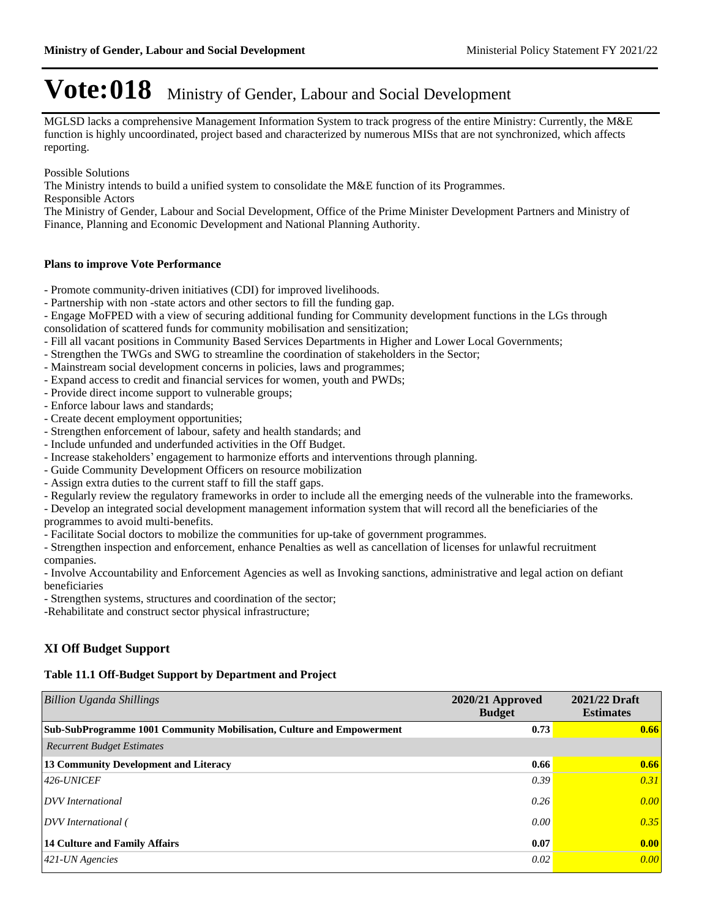# Vote:018 Ministry of Gender, Labour and Social Development

MGLSD lacks a comprehensive Management Information System to track progress of the entire Ministry: Currently, the M&E function is highly uncoordinated, project based and characterized by numerous MISs that are not synchronized, which affects reporting.

Possible Solutions
The Ministry intends to build a unified system to consolidate the M&E function of its Programmes.
Responsible Actors
The Ministry of Gender, Labour and Social Development, Office of the Prime Minister Development Partners and Ministry of Finance, Planning and Economic Development and National Planning Authority.

**Plans to improve Vote Performance**

- Promote community-driven initiatives (CDI) for improved livelihoods.
- Partnership with non -state actors and other sectors to fill the funding gap.
- Engage MoFPED with a view of securing additional funding for Community development functions in the LGs through consolidation of scattered funds for community mobilisation and sensitization;
- Fill all vacant positions in Community Based Services Departments in Higher and Lower Local Governments;
- Strengthen the TWGs and SWG to streamline the coordination of stakeholders in the Sector;
- Mainstream social development concerns in policies, laws and programmes;
- Expand access to credit and financial services for women, youth and PWDs;
- Provide direct income support to vulnerable groups;
- Enforce labour laws and standards;
- Create decent employment opportunities;
- Strengthen enforcement of labour, safety and health standards; and
- Include unfunded and underfunded activities in the Off Budget.
- Increase stakeholders' engagement to harmonize efforts and interventions through planning.
- Guide Community Development Officers on resource mobilization
- Assign extra duties to the current staff to fill the staff gaps.
- Regularly review the regulatory frameworks in order to include all the emerging needs of the vulnerable into the frameworks.
- Develop an integrated social development management information system that will record all the beneficiaries of the programmes to avoid multi-benefits.
- Facilitate Social doctors to mobilize the communities for up-take of government programmes.
- Strengthen inspection and enforcement, enhance Penalties as well as cancellation of licenses for unlawful recruitment companies.
- Involve Accountability and Enforcement Agencies as well as Invoking sanctions, administrative and legal action on defiant beneficiaries
- Strengthen systems, structures and coordination of the sector;
-Rehabilitate and construct sector physical infrastructure;

## XI Off Budget Support

**Table 11.1 Off-Budget Support by Department and Project**

| *Billion Uganda Shillings* | 2020/21 Approved Budget | 2021/22 Draft Estimates |
|---|---|---|
| **Sub-SubProgramme 1001 Community Mobilisation, Culture and Empowerment** | **0.73** | **0.66** |
| *Recurrent Budget Estimates* | | |
| **13 Community Development and Literacy** | **0.66** | **0.66** |
| *426-UNICEF* | *0.39* | *0.31* |
| *DVV International* | *0.26* | *0.00* |
| *DVV International (* | *0.00* | *0.35* |
| **14 Culture and Family Affairs** | **0.07** | **0.00** |
| *421-UN Agencies* | *0.02* | *0.00* |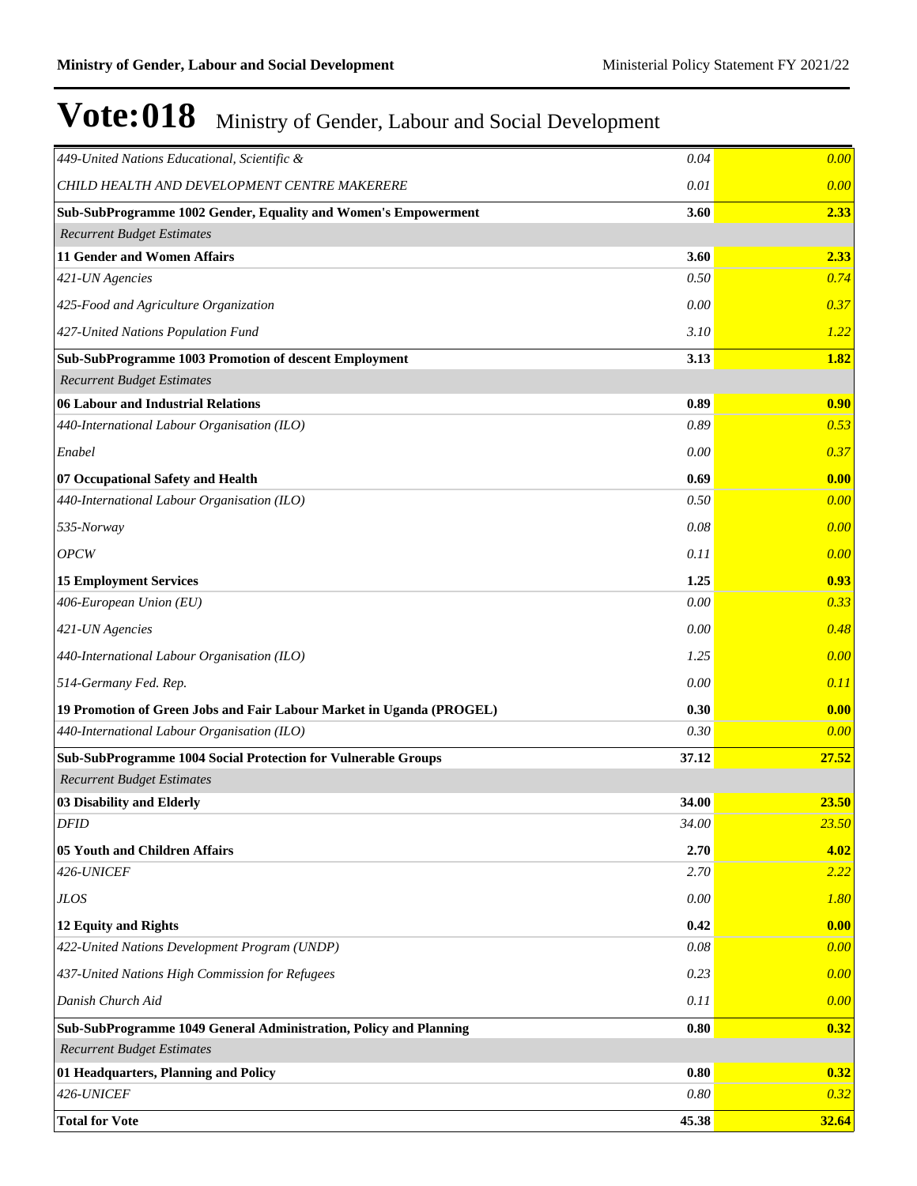# Vote:018 Ministry of Gender, Labour and Social Development

| | | |
|---|---|---|
| *449-United Nations Educational, Scientific &* | *0.04* | *0.00* |
| *CHILD HEALTH AND DEVELOPMENT CENTRE MAKERERE* | *0.01* | *0.00* |
| **Sub-SubProgramme 1002 Gender, Equality and Women's Empowerment** | **3.60** | **2.33** |
| *Recurrent Budget Estimates* | | |
| **11 Gender and Women Affairs** | **3.60** | **2.33** |
| *421-UN Agencies* | *0.50* | *0.74* |
| *425-Food and Agriculture Organization* | *0.00* | *0.37* |
| *427-United Nations Population Fund* | *3.10* | *1.22* |
| **Sub-SubProgramme 1003 Promotion of descent Employment** | **3.13** | **1.82** |
| *Recurrent Budget Estimates* | | |
| **06 Labour and Industrial Relations** | **0.89** | **0.90** |
| *440-International Labour Organisation (ILO)* | *0.89* | *0.53* |
| *Enabel* | *0.00* | *0.37* |
| **07 Occupational Safety and Health** | **0.69** | **0.00** |
| *440-International Labour Organisation (ILO)* | *0.50* | *0.00* |
| *535-Norway* | *0.08* | *0.00* |
| *OPCW* | *0.11* | *0.00* |
| **15 Employment Services** | **1.25** | **0.93** |
| *406-European Union (EU)* | *0.00* | *0.33* |
| *421-UN Agencies* | *0.00* | *0.48* |
| *440-International Labour Organisation (ILO)* | *1.25* | *0.00* |
| *514-Germany Fed. Rep.* | *0.00* | *0.11* |
| **19 Promotion of Green Jobs and Fair Labour Market in Uganda (PROGEL)** | **0.30** | **0.00** |
| *440-International Labour Organisation (ILO)* | *0.30* | *0.00* |
| **Sub-SubProgramme 1004 Social Protection for Vulnerable Groups** | **37.12** | **27.52** |
| *Recurrent Budget Estimates* | | |
| **03 Disability and Elderly** | **34.00** | **23.50** |
| *DFID* | *34.00* | *23.50* |
| **05 Youth and Children Affairs** | **2.70** | **4.02** |
| *426-UNICEF* | *2.70* | *2.22* |
| *JLOS* | *0.00* | *1.80* |
| **12 Equity and Rights** | **0.42** | **0.00** |
| *422-United Nations Development Program (UNDP)* | *0.08* | *0.00* |
| *437-United Nations High Commission for Refugees* | *0.23* | *0.00* |
| *Danish Church Aid* | *0.11* | *0.00* |
| **Sub-SubProgramme 1049 General Administration, Policy and Planning** | **0.80** | **0.32** |
| *Recurrent Budget Estimates* | | |
| **01 Headquarters, Planning and Policy** | **0.80** | **0.32** |
| *426-UNICEF* | *0.80* | *0.32* |
| **Total for Vote** | **45.38** | **32.64** |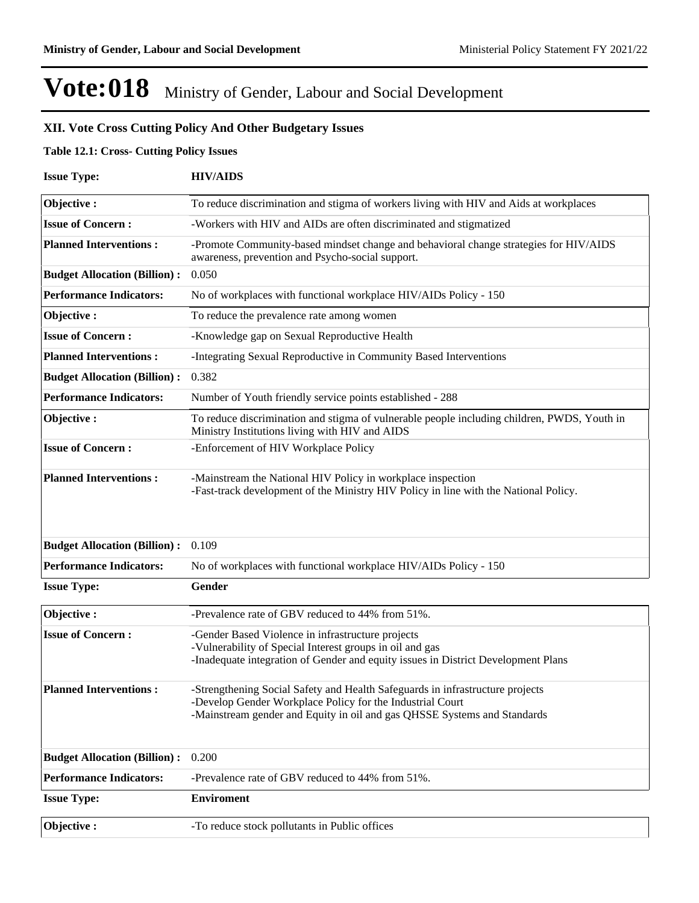# Vote:018 Ministry of Gender, Labour and Social Development

## XII. Vote Cross Cutting Policy And Other Budgetary Issues

**Table 12.1: Cross- Cutting Policy Issues**

**Issue Type:** **HIV/AIDS**

| | |
|---|---|
| **Objective :** | To reduce discrimination and stigma of workers living with HIV and Aids at workplaces |
| **Issue of Concern :** | -Workers with HIV and AIDs are often discriminated and stigmatized |
| **Planned Interventions :** | -Promote Community-based mindset change and behavioral change strategies for HIV/AIDS awareness, prevention and Psycho-social support. |
| **Budget Allocation (Billion) :** | 0.050 |
| **Performance Indicators:** | No of workplaces with functional workplace HIV/AIDs Policy - 150 |
| **Objective :** | To reduce the prevalence rate among women |
| **Issue of Concern :** | -Knowledge gap on Sexual Reproductive Health |
| **Planned Interventions :** | -Integrating Sexual Reproductive in Community Based Interventions |
| **Budget Allocation (Billion) :** | 0.382 |
| **Performance Indicators:** | Number of Youth friendly service points established - 288 |
| **Objective :** | To reduce discrimination and stigma of vulnerable people including children, PWDS, Youth in Ministry Institutions living with HIV and AIDS |
| **Issue of Concern :** | -Enforcement of HIV Workplace Policy |
| **Planned Interventions :** | -Mainstream the National HIV Policy in workplace inspection<br>-Fast-track development of the Ministry HIV Policy in line with the National Policy. |
| **Budget Allocation (Billion) :** | 0.109 |
| **Performance Indicators:** | No of workplaces with functional workplace HIV/AIDs Policy - 150 |

**Issue Type:** **Gender**

| | |
|---|---|
| **Objective :** | -Prevalence rate of GBV reduced to 44% from 51%. |
| **Issue of Concern :** | -Gender Based Violence in infrastructure projects<br>-Vulnerability of Special Interest groups in oil and gas<br>-Inadequate integration of Gender and equity issues in District Development Plans |
| **Planned Interventions :** | -Strengthening Social Safety and Health Safeguards in infrastructure projects<br>-Develop Gender Workplace Policy for the Industrial Court<br>-Mainstream gender and Equity in oil and gas QHSSE Systems and Standards |
| **Budget Allocation (Billion) :** | 0.200 |
| **Performance Indicators:** | -Prevalence rate of GBV reduced to 44% from 51%. |

**Issue Type:** **Enviroment**

| | |
|---|---|
| **Objective :** | -To reduce stock pollutants in Public offices |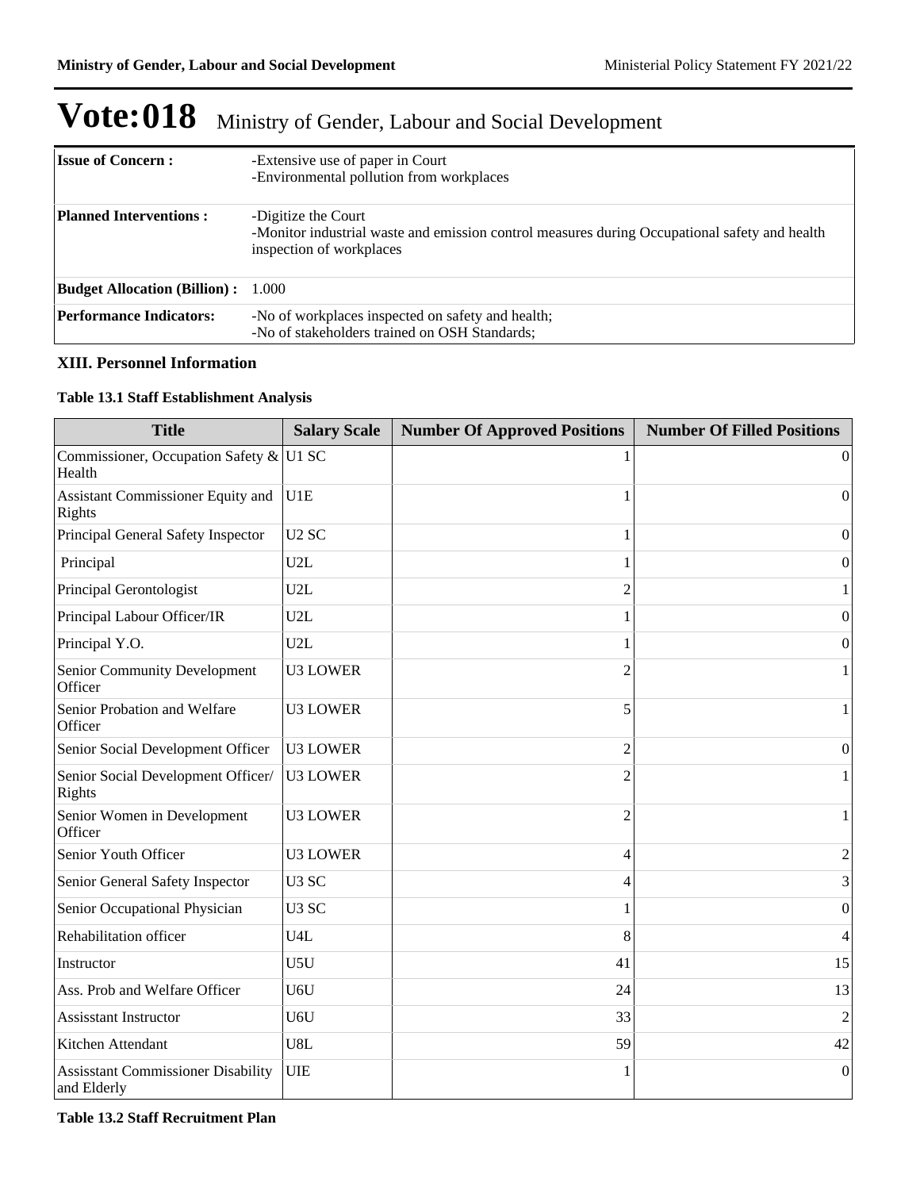# Vote:018 Ministry of Gender, Labour and Social Development

| | |
|---|---|
| **Issue of Concern :** | -Extensive use of paper in Court<br>-Environmental pollution from workplaces |
| **Planned Interventions :** | -Digitize the Court<br>-Monitor industrial waste and emission control measures during Occupational safety and health inspection of workplaces |
| **Budget Allocation (Billion) :** | 1.000 |
| **Performance Indicators:** | -No of workplaces inspected on safety and health;<br>-No of stakeholders trained on OSH Standards; |

## XIII. Personnel Information

### Table 13.1 Staff Establishment Analysis

| Title | Salary Scale | Number Of Approved Positions | Number Of Filled Positions |
|---|---|---|---|
| Commissioner, Occupation Safety & Health | U1 SC | 1 | 0 |
| Assistant Commissioner Equity and Rights | U1E | 1 | 0 |
| Principal General Safety Inspector | U2 SC | 1 | 0 |
| Principal | U2L | 1 | 0 |
| Principal Gerontologist | U2L | 2 | 1 |
| Principal Labour Officer/IR | U2L | 1 | 0 |
| Principal Y.O. | U2L | 1 | 0 |
| Senior Community Development Officer | U3 LOWER | 2 | 1 |
| Senior Probation and Welfare Officer | U3 LOWER | 5 | 1 |
| Senior Social Development Officer | U3 LOWER | 2 | 0 |
| Senior Social Development Officer/ Rights | U3 LOWER | 2 | 1 |
| Senior Women in Development Officer | U3 LOWER | 2 | 1 |
| Senior Youth Officer | U3 LOWER | 4 | 2 |
| Senior General Safety Inspector | U3 SC | 4 | 3 |
| Senior Occupational Physician | U3 SC | 1 | 0 |
| Rehabilitation officer | U4L | 8 | 4 |
| Instructor | U5U | 41 | 15 |
| Ass. Prob and Welfare Officer | U6U | 24 | 13 |
| Assisstant Instructor | U6U | 33 | 2 |
| Kitchen Attendant | U8L | 59 | 42 |
| Assisstant Commissioner Disability and Elderly | UIE | 1 | 0 |

### Table 13.2 Staff Recruitment Plan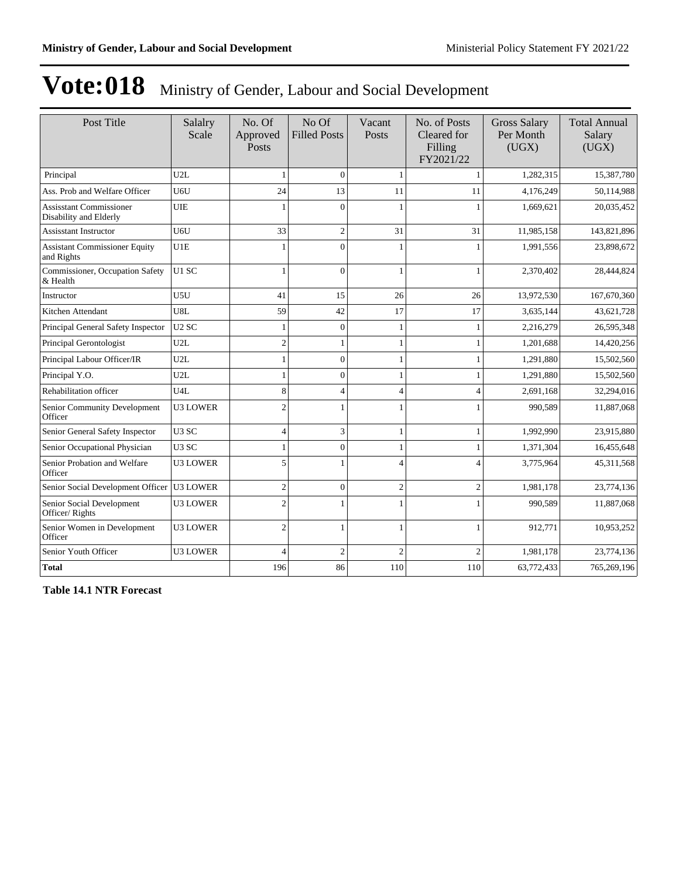# Vote:018 Ministry of Gender, Labour and Social Development

| Post Title | Salalry Scale | No. Of Approved Posts | No Of Filled Posts | Vacant Posts | No. of Posts Cleared for Filling FY2021/22 | Gross Salary Per Month (UGX) | Total Annual Salary (UGX) |
|---|---|---|---|---|---|---|---|
| Principal | U2L | 1 | 0 | 1 | 1 | 1,282,315 | 15,387,780 |
| Ass. Prob and Welfare Officer | U6U | 24 | 13 | 11 | 11 | 4,176,249 | 50,114,988 |
| Assisstant Commissioner Disability and Elderly | UIE | 1 | 0 | 1 | 1 | 1,669,621 | 20,035,452 |
| Assisstant Instructor | U6U | 33 | 2 | 31 | 31 | 11,985,158 | 143,821,896 |
| Assistant Commissioner Equity and Rights | U1E | 1 | 0 | 1 | 1 | 1,991,556 | 23,898,672 |
| Commissioner, Occupation Safety & Health | U1 SC | 1 | 0 | 1 | 1 | 2,370,402 | 28,444,824 |
| Instructor | U5U | 41 | 15 | 26 | 26 | 13,972,530 | 167,670,360 |
| Kitchen Attendant | U8L | 59 | 42 | 17 | 17 | 3,635,144 | 43,621,728 |
| Principal General Safety Inspector | U2 SC | 1 | 0 | 1 | 1 | 2,216,279 | 26,595,348 |
| Principal Gerontologist | U2L | 2 | 1 | 1 | 1 | 1,201,688 | 14,420,256 |
| Principal Labour Officer/IR | U2L | 1 | 0 | 1 | 1 | 1,291,880 | 15,502,560 |
| Principal Y.O. | U2L | 1 | 0 | 1 | 1 | 1,291,880 | 15,502,560 |
| Rehabilitation officer | U4L | 8 | 4 | 4 | 4 | 2,691,168 | 32,294,016 |
| Senior Community Development Officer | U3 LOWER | 2 | 1 | 1 | 1 | 990,589 | 11,887,068 |
| Senior General Safety Inspector | U3 SC | 4 | 3 | 1 | 1 | 1,992,990 | 23,915,880 |
| Senior Occupational Physician | U3 SC | 1 | 0 | 1 | 1 | 1,371,304 | 16,455,648 |
| Senior Probation and Welfare Officer | U3 LOWER | 5 | 1 | 4 | 4 | 3,775,964 | 45,311,568 |
| Senior Social Development Officer | U3 LOWER | 2 | 0 | 2 | 2 | 1,981,178 | 23,774,136 |
| Senior Social Development Officer/ Rights | U3 LOWER | 2 | 1 | 1 | 1 | 990,589 | 11,887,068 |
| Senior Women in Development Officer | U3 LOWER | 2 | 1 | 1 | 1 | 912,771 | 10,953,252 |
| Senior Youth Officer | U3 LOWER | 4 | 2 | 2 | 2 | 1,981,178 | 23,774,136 |
| **Total** | | 196 | 86 | 110 | 110 | 63,772,433 | 765,269,196 |

**Table 14.1 NTR Forecast**